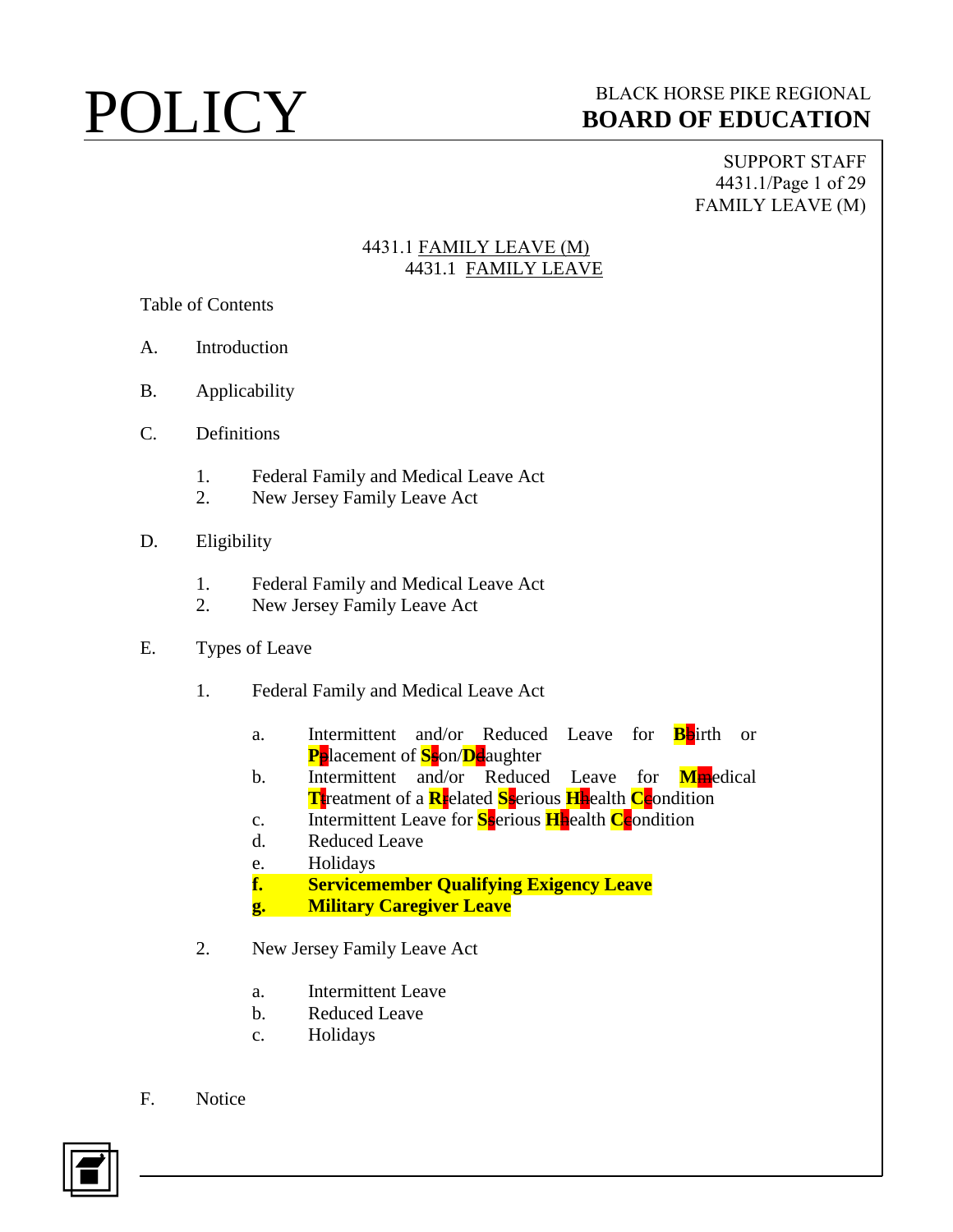# POLICY

BLACK HORSE PIKE REGIONAL
**BOARD OF EDUCATION**

SUPPORT STAFF
4431.1/Page 1 of 29
FAMILY LEAVE (M)

4431.1 FAMILY LEAVE (M)
4431.1 FAMILY LEAVE

Table of Contents

A. Introduction

B. Applicability

C. Definitions

1. Federal Family and Medical Leave Act
2. New Jersey Family Leave Act

D. Eligibility

1. Federal Family and Medical Leave Act
2. New Jersey Family Leave Act

E. Types of Leave

1. Federal Family and Medical Leave Act

   a. Intermittent and/or Reduced Leave for **B**birth or **P**placement of **S**son/**D**daughter
   b. Intermittent and/or Reduced Leave for **M**medical **T**treatment of a **R**related **S**serious **H**health **C**condition
   c. Intermittent Leave for **S**serious **H**health **C**condition
   d. Reduced Leave
   e. Holidays
   **f. Servicemember Qualifying Exigency Leave**
   **g. Military Caregiver Leave**

2. New Jersey Family Leave Act

   a. Intermittent Leave
   b. Reduced Leave
   c. Holidays

F. Notice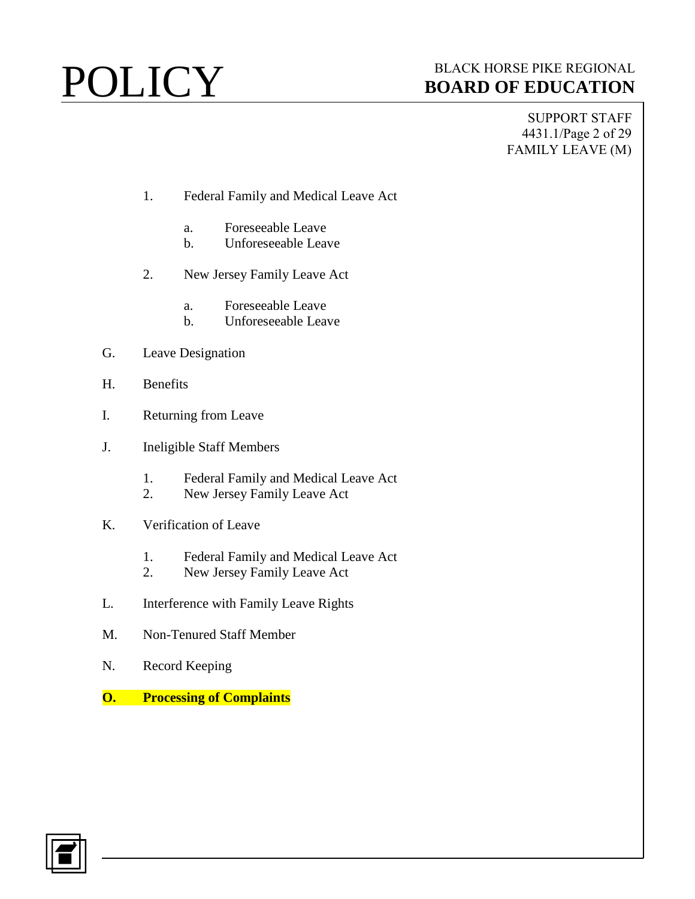1. Federal Family and Medical Leave Act

    a. Foreseeable Leave
    b. Unforeseeable Leave

2. New Jersey Family Leave Act

    a. Foreseeable Leave
    b. Unforeseeable Leave

G. Leave Designation

H. Benefits

I. Returning from Leave

J. Ineligible Staff Members

    1. Federal Family and Medical Leave Act
    2. New Jersey Family Leave Act

K. Verification of Leave

    1. Federal Family and Medical Leave Act
    2. New Jersey Family Leave Act

L. Interference with Family Leave Rights

M. Non-Tenured Staff Member

N. Record Keeping

**O. Processing of Complaints**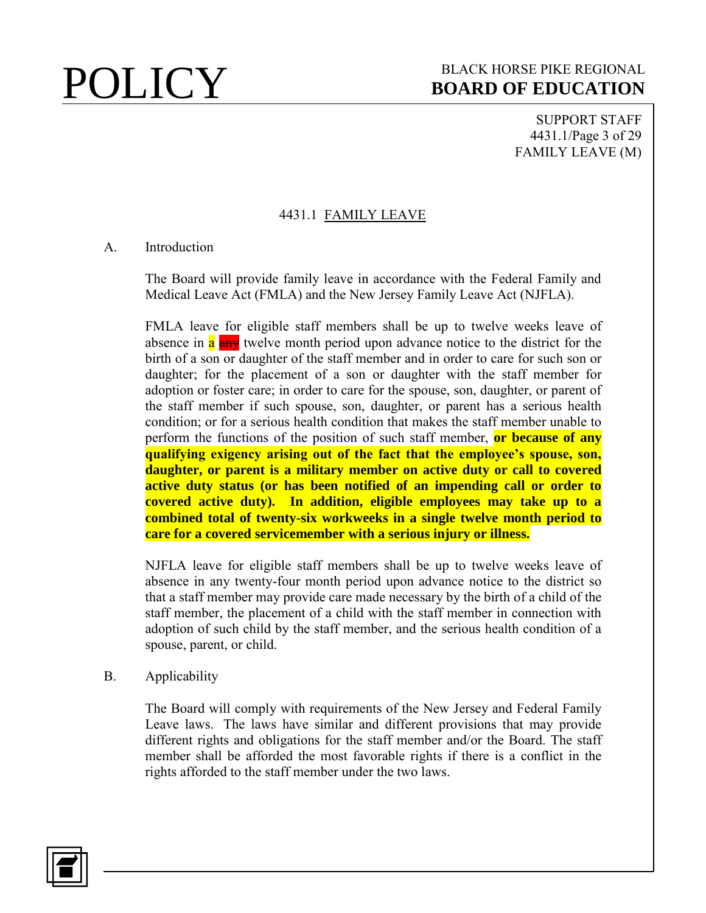## 4431.1 FAMILY LEAVE

A. Introduction

The Board will provide family leave in accordance with the Federal Family and Medical Leave Act (FMLA) and the New Jersey Family Leave Act (NJFLA).

FMLA leave for eligible staff members shall be up to twelve weeks leave of absence in a ~~any~~ twelve month period upon advance notice to the district for the birth of a son or daughter of the staff member and in order to care for such son or daughter; for the placement of a son or daughter with the staff member for adoption or foster care; in order to care for the spouse, son, daughter, or parent of the staff member if such spouse, son, daughter, or parent has a serious health condition; or for a serious health condition that makes the staff member unable to perform the functions of the position of such staff member, **or because of any qualifying exigency arising out of the fact that the employee's spouse, son, daughter, or parent is a military member on active duty or call to covered active duty status (or has been notified of an impending call or order to covered active duty). In addition, eligible employees may take up to a combined total of twenty-six workweeks in a single twelve month period to care for a covered servicemember with a serious injury or illness.**

NJFLA leave for eligible staff members shall be up to twelve weeks leave of absence in any twenty-four month period upon advance notice to the district so that a staff member may provide care made necessary by the birth of a child of the staff member, the placement of a child with the staff member in connection with adoption of such child by the staff member, and the serious health condition of a spouse, parent, or child.

B. Applicability

The Board will comply with requirements of the New Jersey and Federal Family Leave laws. The laws have similar and different provisions that may provide different rights and obligations for the staff member and/or the Board. The staff member shall be afforded the most favorable rights if there is a conflict in the rights afforded to the staff member under the two laws.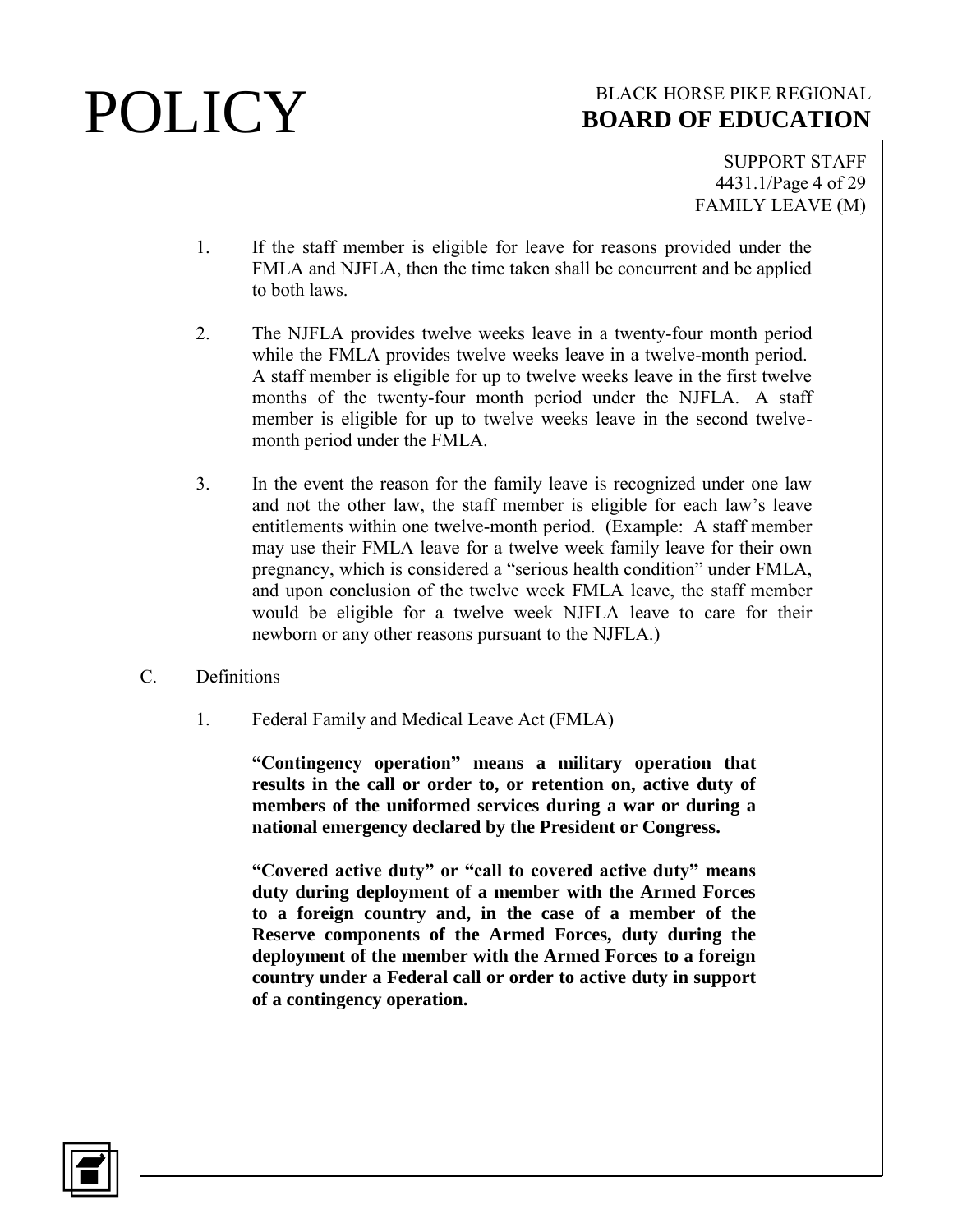1. If the staff member is eligible for leave for reasons provided under the FMLA and NJFLA, then the time taken shall be concurrent and be applied to both laws.

2. The NJFLA provides twelve weeks leave in a twenty-four month period while the FMLA provides twelve weeks leave in a twelve-month period. A staff member is eligible for up to twelve weeks leave in the first twelve months of the twenty-four month period under the NJFLA. A staff member is eligible for up to twelve weeks leave in the second twelve-month period under the FMLA.

3. In the event the reason for the family leave is recognized under one law and not the other law, the staff member is eligible for each law's leave entitlements within one twelve-month period. (Example: A staff member may use their FMLA leave for a twelve week family leave for their own pregnancy, which is considered a "serious health condition" under FMLA, and upon conclusion of the twelve week FMLA leave, the staff member would be eligible for a twelve week NJFLA leave to care for their newborn or any other reasons pursuant to the NJFLA.)

C. Definitions

1. Federal Family and Medical Leave Act (FMLA)

**"Contingency operation" means a military operation that results in the call or order to, or retention on, active duty of members of the uniformed services during a war or during a national emergency declared by the President or Congress.**

**"Covered active duty" or "call to covered active duty" means duty during deployment of a member with the Armed Forces to a foreign country and, in the case of a member of the Reserve components of the Armed Forces, duty during the deployment of the member with the Armed Forces to a foreign country under a Federal call or order to active duty in support of a contingency operation.**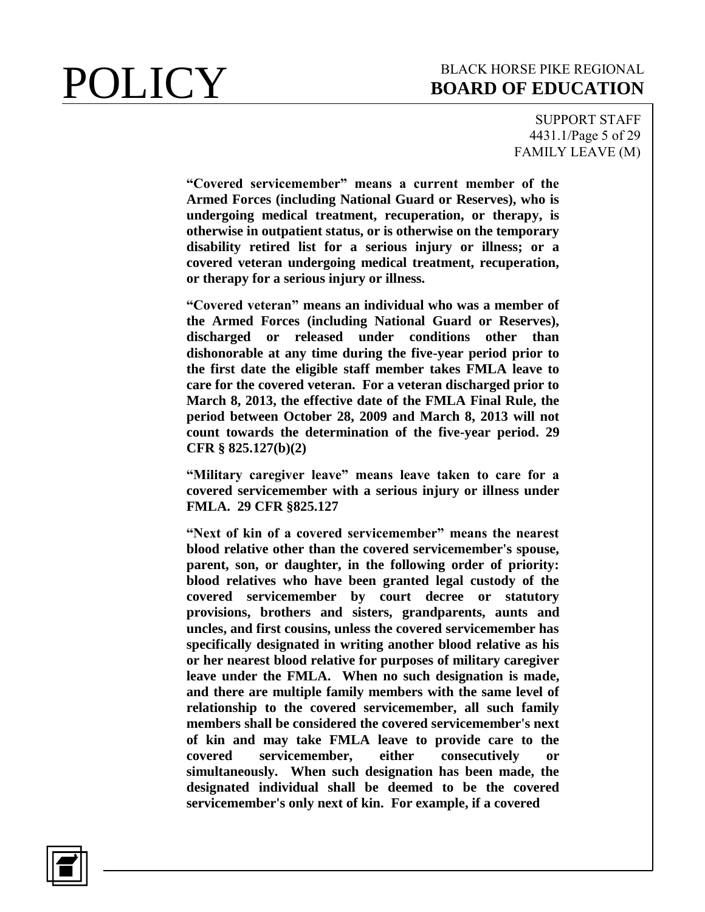**"Covered servicemember" means a current member of the Armed Forces (including National Guard or Reserves), who is undergoing medical treatment, recuperation, or therapy, is otherwise in outpatient status, or is otherwise on the temporary disability retired list for a serious injury or illness; or a covered veteran undergoing medical treatment, recuperation, or therapy for a serious injury or illness.**

**"Covered veteran" means an individual who was a member of the Armed Forces (including National Guard or Reserves), discharged or released under conditions other than dishonorable at any time during the five-year period prior to the first date the eligible staff member takes FMLA leave to care for the covered veteran. For a veteran discharged prior to March 8, 2013, the effective date of the FMLA Final Rule, the period between October 28, 2009 and March 8, 2013 will not count towards the determination of the five-year period. 29 CFR § 825.127(b)(2)**

**"Military caregiver leave" means leave taken to care for a covered servicemember with a serious injury or illness under FMLA. 29 CFR §825.127**

**"Next of kin of a covered servicemember" means the nearest blood relative other than the covered servicemember's spouse, parent, son, or daughter, in the following order of priority: blood relatives who have been granted legal custody of the covered servicemember by court decree or statutory provisions, brothers and sisters, grandparents, aunts and uncles, and first cousins, unless the covered servicemember has specifically designated in writing another blood relative as his or her nearest blood relative for purposes of military caregiver leave under the FMLA. When no such designation is made, and there are multiple family members with the same level of relationship to the covered servicemember, all such family members shall be considered the covered servicemember's next of kin and may take FMLA leave to provide care to the covered servicemember, either consecutively or simultaneously. When such designation has been made, the designated individual shall be deemed to be the covered servicemember's only next of kin. For example, if a covered**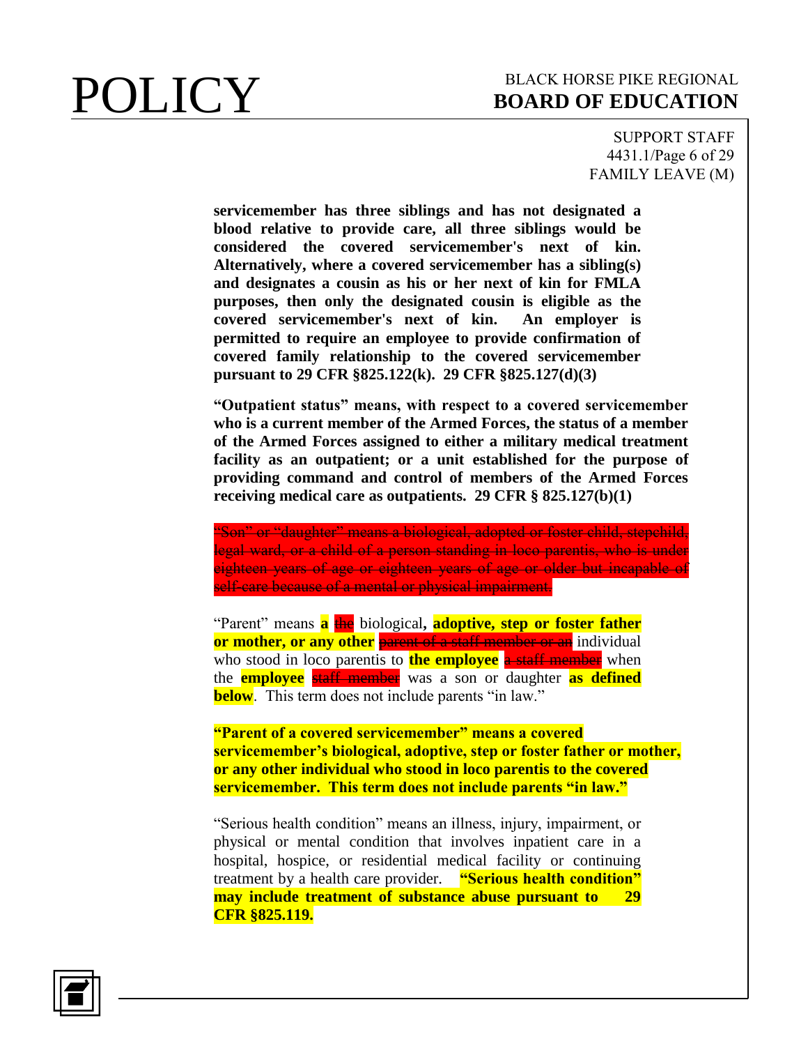**servicemember has three siblings and has not designated a blood relative to provide care, all three siblings would be considered the covered servicemember's next of kin. Alternatively, where a covered servicemember has a sibling(s) and designates a cousin as his or her next of kin for FMLA purposes, then only the designated cousin is eligible as the covered servicemember's next of kin. An employer is permitted to require an employee to provide confirmation of covered family relationship to the covered servicemember pursuant to 29 CFR §825.122(k). 29 CFR §825.127(d)(3)**

**"Outpatient status" means, with respect to a covered servicemember who is a current member of the Armed Forces, the status of a member of the Armed Forces assigned to either a military medical treatment facility as an outpatient; or a unit established for the purpose of providing command and control of members of the Armed Forces receiving medical care as outpatients. 29 CFR § 825.127(b)(1)**

~~"Son" or "daughter" means a biological, adopted or foster child, stepchild, legal ward, or a child of a person standing in loco parentis, who is under eighteen years of age or eighteen years of age or older but incapable of self-care because of a mental or physical impairment.~~

"Parent" means **a** ~~the~~ biological**, adoptive, step or foster father or mother, or any other** ~~parent of a staff member or an~~ individual who stood in loco parentis to **the employee** ~~a staff member~~ when the **employee** ~~staff member~~ was a son or daughter **as defined below**. This term does not include parents "in law."

**"Parent of a covered servicemember" means a covered servicemember's biological, adoptive, step or foster father or mother, or any other individual who stood in loco parentis to the covered servicemember. This term does not include parents "in law."**

"Serious health condition" means an illness, injury, impairment, or physical or mental condition that involves inpatient care in a hospital, hospice, or residential medical facility or continuing treatment by a health care provider. **"Serious health condition" may include treatment of substance abuse pursuant to 29 CFR §825.119.**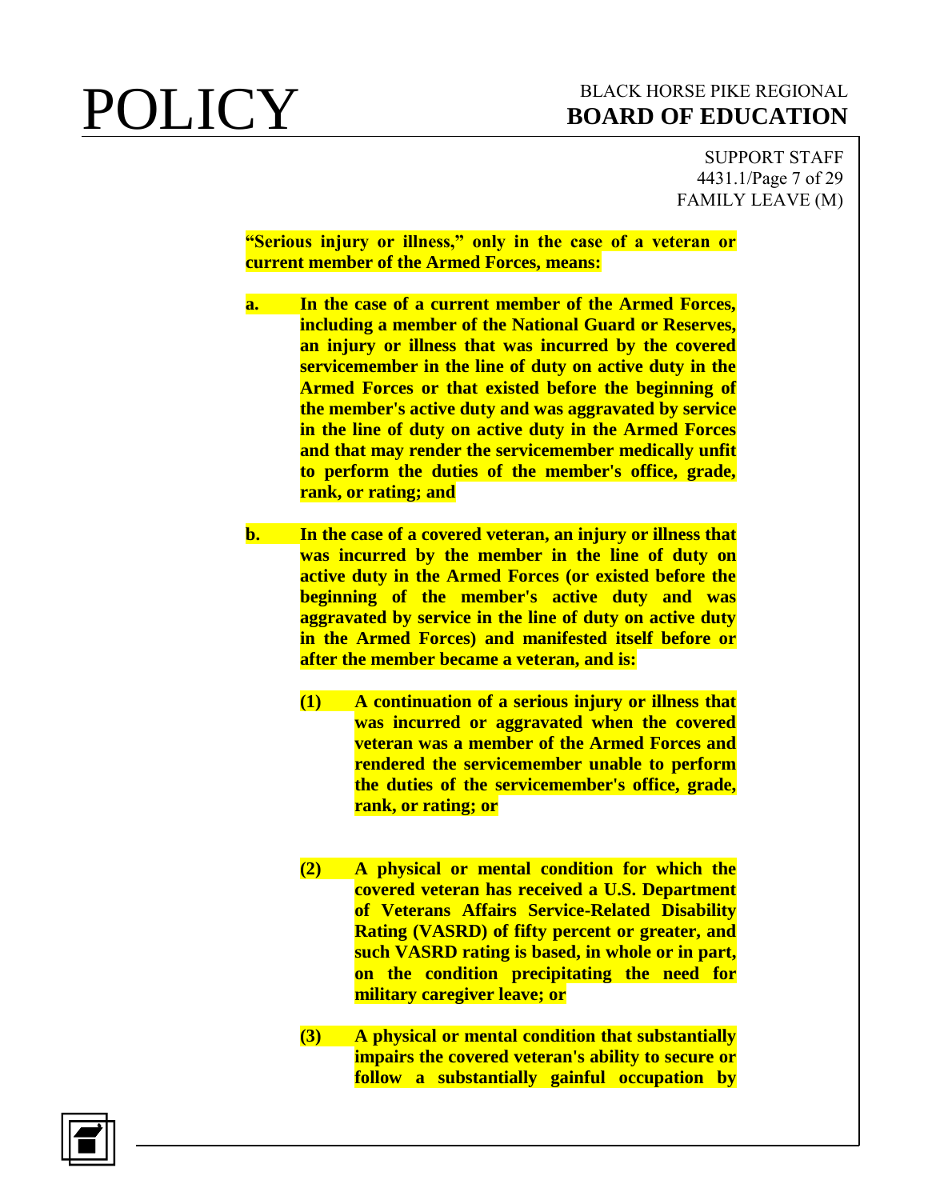**"Serious injury or illness," only in the case of a veteran or current member of the Armed Forces, means:**

**a.** **In the case of a current member of the Armed Forces, including a member of the National Guard or Reserves, an injury or illness that was incurred by the covered servicemember in the line of duty on active duty in the Armed Forces or that existed before the beginning of the member's active duty and was aggravated by service in the line of duty on active duty in the Armed Forces and that may render the servicemember medically unfit to perform the duties of the member's office, grade, rank, or rating; and**

**b.** **In the case of a covered veteran, an injury or illness that was incurred by the member in the line of duty on active duty in the Armed Forces (or existed before the beginning of the member's active duty and was aggravated by service in the line of duty on active duty in the Armed Forces) and manifested itself before or after the member became a veteran, and is:**

**(1)** **A continuation of a serious injury or illness that was incurred or aggravated when the covered veteran was a member of the Armed Forces and rendered the servicemember unable to perform the duties of the servicemember's office, grade, rank, or rating; or**

**(2)** **A physical or mental condition for which the covered veteran has received a U.S. Department of Veterans Affairs Service-Related Disability Rating (VASRD) of fifty percent or greater, and such VASRD rating is based, in whole or in part, on the condition precipitating the need for military caregiver leave; or**

**(3)** **A physical or mental condition that substantially impairs the covered veteran's ability to secure or follow a substantially gainful occupation by**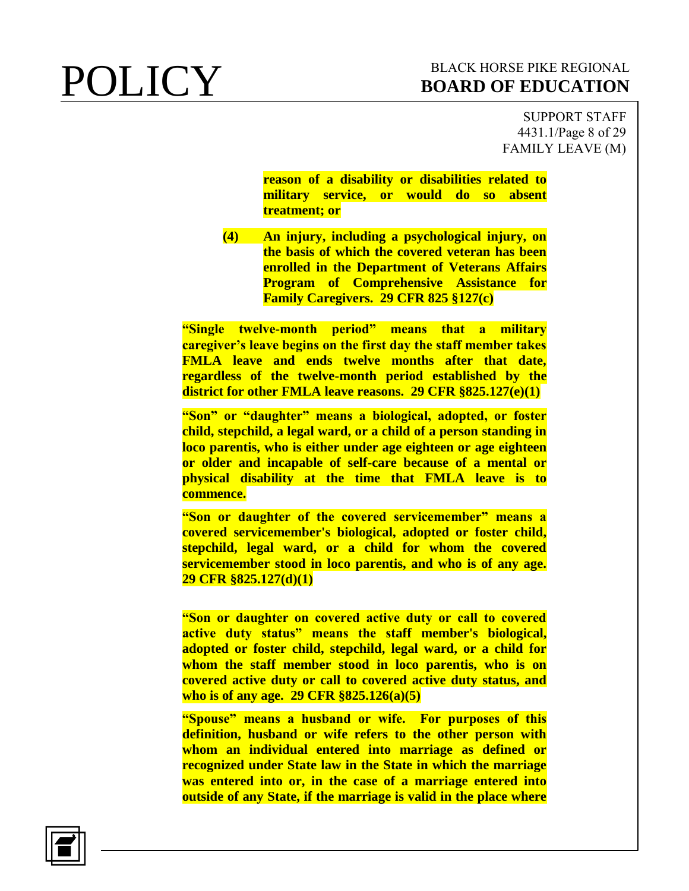**reason of a disability or disabilities related to military service, or would do so absent treatment; or**

**(4) An injury, including a psychological injury, on the basis of which the covered veteran has been enrolled in the Department of Veterans Affairs Program of Comprehensive Assistance for Family Caregivers. 29 CFR 825 §127(c)**

**"Single twelve-month period" means that a military caregiver's leave begins on the first day the staff member takes FMLA leave and ends twelve months after that date, regardless of the twelve-month period established by the district for other FMLA leave reasons. 29 CFR §825.127(e)(1)**

**"Son" or "daughter" means a biological, adopted, or foster child, stepchild, a legal ward, or a child of a person standing in loco parentis, who is either under age eighteen or age eighteen or older and incapable of self-care because of a mental or physical disability at the time that FMLA leave is to commence.**

**"Son or daughter of the covered servicemember" means a covered servicemember's biological, adopted or foster child, stepchild, legal ward, or a child for whom the covered servicemember stood in loco parentis, and who is of any age. 29 CFR §825.127(d)(1)**

**"Son or daughter on covered active duty or call to covered active duty status" means the staff member's biological, adopted or foster child, stepchild, legal ward, or a child for whom the staff member stood in loco parentis, who is on covered active duty or call to covered active duty status, and who is of any age. 29 CFR §825.126(a)(5)**

**"Spouse" means a husband or wife. For purposes of this definition, husband or wife refers to the other person with whom an individual entered into marriage as defined or recognized under State law in the State in which the marriage was entered into or, in the case of a marriage entered into outside of any State, if the marriage is valid in the place where**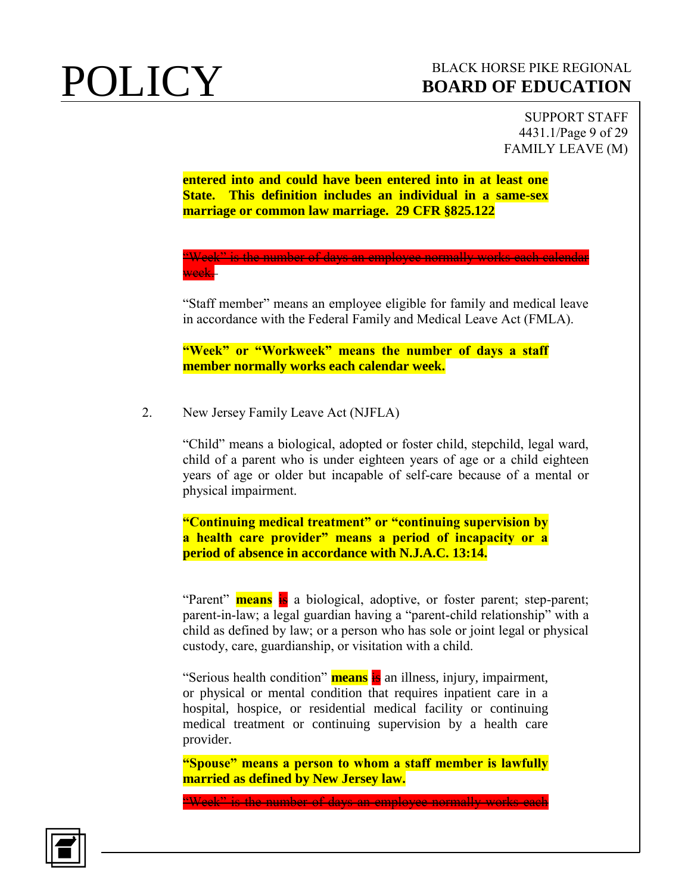**entered into and could have been entered into in at least one State. This definition includes an individual in a same-sex marriage or common law marriage. 29 CFR §825.122**

~~"Week" is the number of days an employee normally works each calendar week.~~

"Staff member" means an employee eligible for family and medical leave in accordance with the Federal Family and Medical Leave Act (FMLA).

**"Week" or "Workweek" means the number of days a staff member normally works each calendar week.**

2. New Jersey Family Leave Act (NJFLA)

"Child" means a biological, adopted or foster child, stepchild, legal ward, child of a parent who is under eighteen years of age or a child eighteen years of age or older but incapable of self-care because of a mental or physical impairment.

**"Continuing medical treatment" or "continuing supervision by a health care provider" means a period of incapacity or a period of absence in accordance with N.J.A.C. 13:14.**

"Parent" **means** ~~is~~ a biological, adoptive, or foster parent; step-parent; parent-in-law; a legal guardian having a "parent-child relationship" with a child as defined by law; or a person who has sole or joint legal or physical custody, care, guardianship, or visitation with a child.

"Serious health condition" **means** ~~is~~ an illness, injury, impairment, or physical or mental condition that requires inpatient care in a hospital, hospice, or residential medical facility or continuing medical treatment or continuing supervision by a health care provider.

**"Spouse" means a person to whom a staff member is lawfully married as defined by New Jersey law.**

~~"Week" is the number of days an employee normally works each~~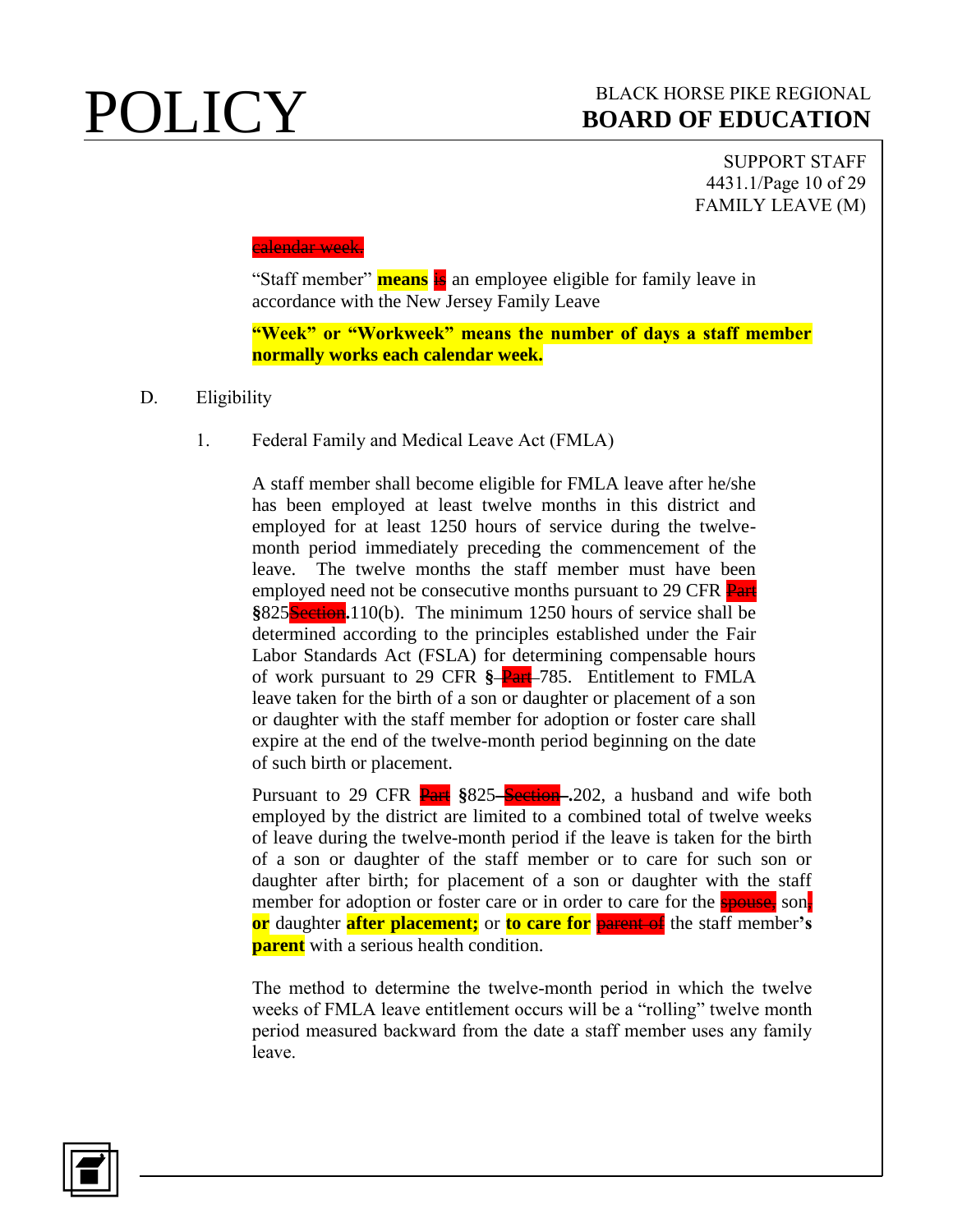calendar week.

"Staff member" **means** is an employee eligible for family leave in accordance with the New Jersey Family Leave

**"Week" or "Workweek" means the number of days a staff member normally works each calendar week.**

D. Eligibility

1. Federal Family and Medical Leave Act (FMLA)

A staff member shall become eligible for FMLA leave after he/she has been employed at least twelve months in this district and employed for at least 1250 hours of service during the twelve-month period immediately preceding the commencement of the leave. The twelve months the staff member must have been employed need not be consecutive months pursuant to 29 CFR Part **§**825Section**.**110(b). The minimum 1250 hours of service shall be determined according to the principles established under the Fair Labor Standards Act (FSLA) for determining compensable hours of work pursuant to 29 CFR **§** Part 785. Entitlement to FMLA leave taken for the birth of a son or daughter or placement of a son or daughter with the staff member for adoption or foster care shall expire at the end of the twelve-month period beginning on the date of such birth or placement.

Pursuant to 29 CFR Part **§**825 Section **.**202, a husband and wife both employed by the district are limited to a combined total of twelve weeks of leave during the twelve-month period if the leave is taken for the birth of a son or daughter of the staff member or to care for such son or daughter after birth; for placement of a son or daughter with the staff member for adoption or foster care or in order to care for the spouse, son, **or** daughter **after placement;** or **to care for** parent of the staff member**'s parent** with a serious health condition.

The method to determine the twelve-month period in which the twelve weeks of FMLA leave entitlement occurs will be a "rolling" twelve month period measured backward from the date a staff member uses any family leave.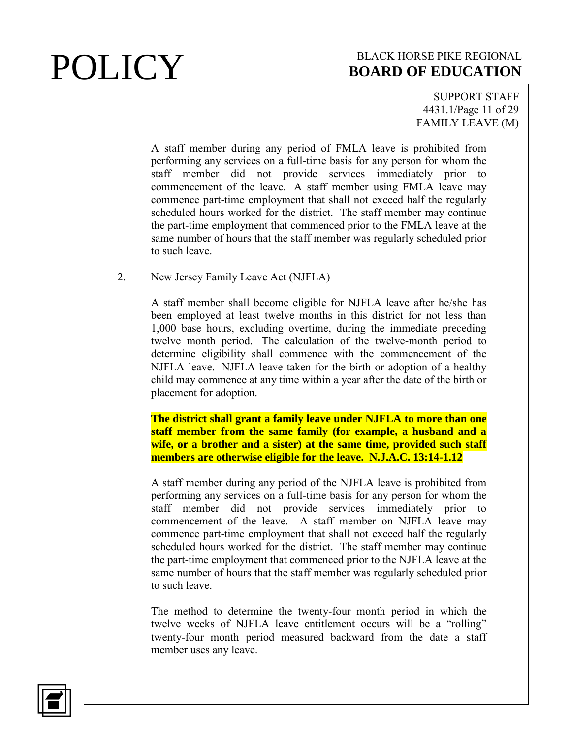A staff member during any period of FMLA leave is prohibited from performing any services on a full-time basis for any person for whom the staff member did not provide services immediately prior to commencement of the leave. A staff member using FMLA leave may commence part-time employment that shall not exceed half the regularly scheduled hours worked for the district. The staff member may continue the part-time employment that commenced prior to the FMLA leave at the same number of hours that the staff member was regularly scheduled prior to such leave.

2. New Jersey Family Leave Act (NJFLA)

A staff member shall become eligible for NJFLA leave after he/she has been employed at least twelve months in this district for not less than 1,000 base hours, excluding overtime, during the immediate preceding twelve month period. The calculation of the twelve-month period to determine eligibility shall commence with the commencement of the NJFLA leave. NJFLA leave taken for the birth or adoption of a healthy child may commence at any time within a year after the date of the birth or placement for adoption.

**The district shall grant a family leave under NJFLA to more than one staff member from the same family (for example, a husband and a wife, or a brother and a sister) at the same time, provided such staff members are otherwise eligible for the leave. N.J.A.C. 13:14-1.12**

A staff member during any period of the NJFLA leave is prohibited from performing any services on a full-time basis for any person for whom the staff member did not provide services immediately prior to commencement of the leave. A staff member on NJFLA leave may commence part-time employment that shall not exceed half the regularly scheduled hours worked for the district. The staff member may continue the part-time employment that commenced prior to the NJFLA leave at the same number of hours that the staff member was regularly scheduled prior to such leave.

The method to determine the twenty-four month period in which the twelve weeks of NJFLA leave entitlement occurs will be a "rolling" twenty-four month period measured backward from the date a staff member uses any leave.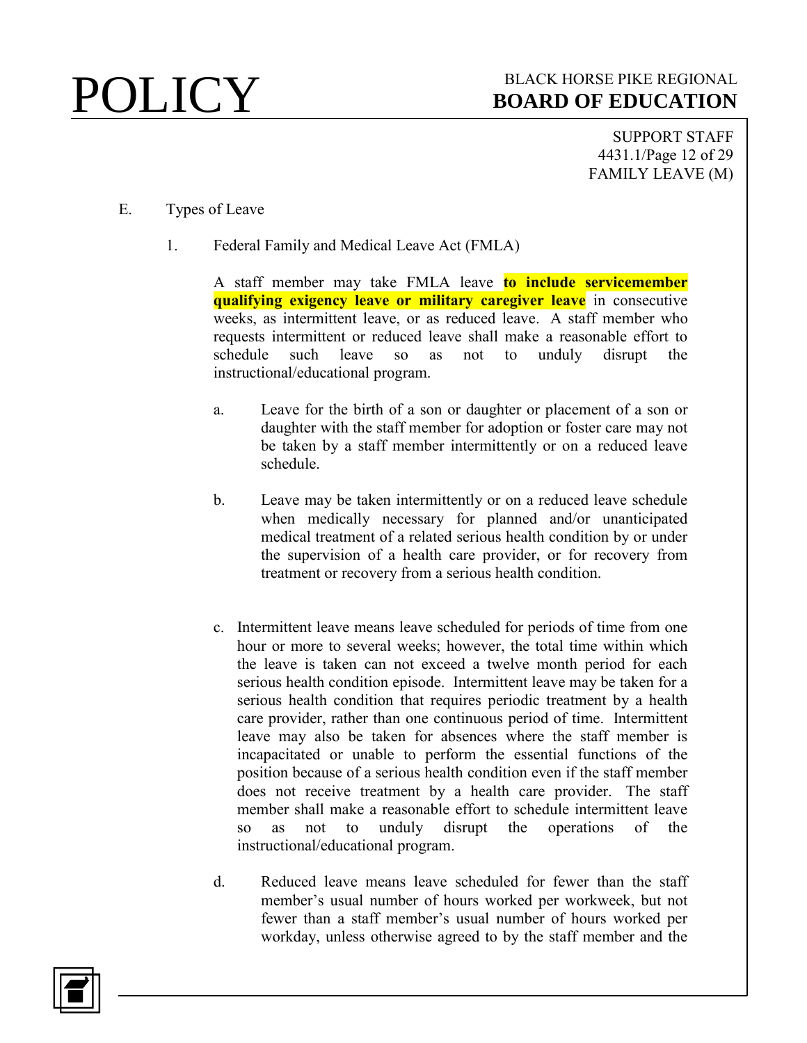E. Types of Leave

1. Federal Family and Medical Leave Act (FMLA)

A staff member may take FMLA leave **to include servicemember qualifying exigency leave or military caregiver leave** in consecutive weeks, as intermittent leave, or as reduced leave. A staff member who requests intermittent or reduced leave shall make a reasonable effort to schedule such leave so as not to unduly disrupt the instructional/educational program.

a. Leave for the birth of a son or daughter or placement of a son or daughter with the staff member for adoption or foster care may not be taken by a staff member intermittently or on a reduced leave schedule.

b. Leave may be taken intermittently or on a reduced leave schedule when medically necessary for planned and/or unanticipated medical treatment of a related serious health condition by or under the supervision of a health care provider, or for recovery from treatment or recovery from a serious health condition.

c. Intermittent leave means leave scheduled for periods of time from one hour or more to several weeks; however, the total time within which the leave is taken can not exceed a twelve month period for each serious health condition episode. Intermittent leave may be taken for a serious health condition that requires periodic treatment by a health care provider, rather than one continuous period of time. Intermittent leave may also be taken for absences where the staff member is incapacitated or unable to perform the essential functions of the position because of a serious health condition even if the staff member does not receive treatment by a health care provider. The staff member shall make a reasonable effort to schedule intermittent leave so as not to unduly disrupt the operations of the instructional/educational program.

d. Reduced leave means leave scheduled for fewer than the staff member's usual number of hours worked per workweek, but not fewer than a staff member's usual number of hours worked per workday, unless otherwise agreed to by the staff member and the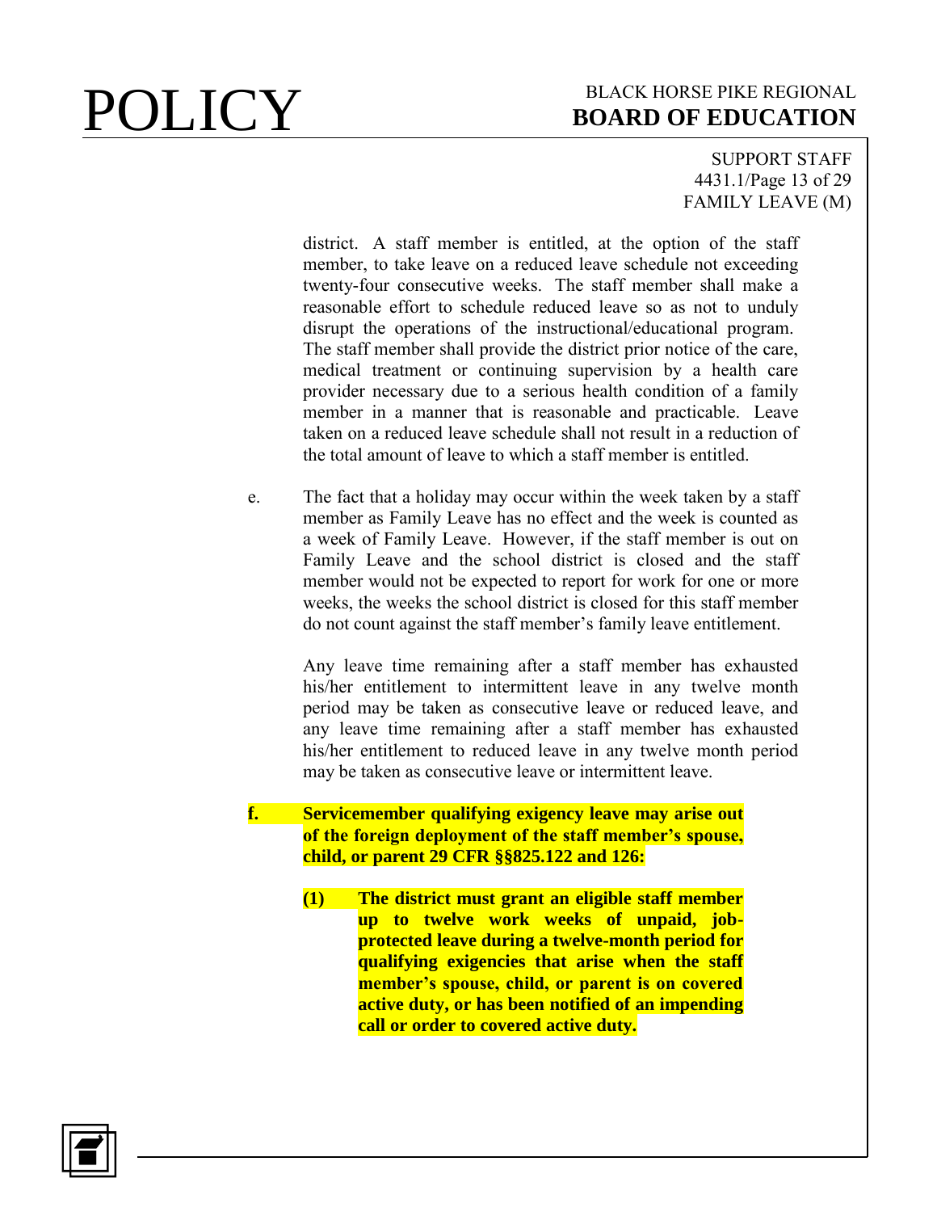district. A staff member is entitled, at the option of the staff member, to take leave on a reduced leave schedule not exceeding twenty-four consecutive weeks. The staff member shall make a reasonable effort to schedule reduced leave so as not to unduly disrupt the operations of the instructional/educational program. The staff member shall provide the district prior notice of the care, medical treatment or continuing supervision by a health care provider necessary due to a serious health condition of a family member in a manner that is reasonable and practicable. Leave taken on a reduced leave schedule shall not result in a reduction of the total amount of leave to which a staff member is entitled.

e. The fact that a holiday may occur within the week taken by a staff member as Family Leave has no effect and the week is counted as a week of Family Leave. However, if the staff member is out on Family Leave and the school district is closed and the staff member would not be expected to report for work for one or more weeks, the weeks the school district is closed for this staff member do not count against the staff member's family leave entitlement.

   Any leave time remaining after a staff member has exhausted his/her entitlement to intermittent leave in any twelve month period may be taken as consecutive leave or reduced leave, and any leave time remaining after a staff member has exhausted his/her entitlement to reduced leave in any twelve month period may be taken as consecutive leave or intermittent leave.

**f. Servicemember qualifying exigency leave may arise out of the foreign deployment of the staff member's spouse, child, or parent 29 CFR §§825.122 and 126:**

   **(1) The district must grant an eligible staff member up to twelve work weeks of unpaid, job-protected leave during a twelve-month period for qualifying exigencies that arise when the staff member's spouse, child, or parent is on covered active duty, or has been notified of an impending call or order to covered active duty.**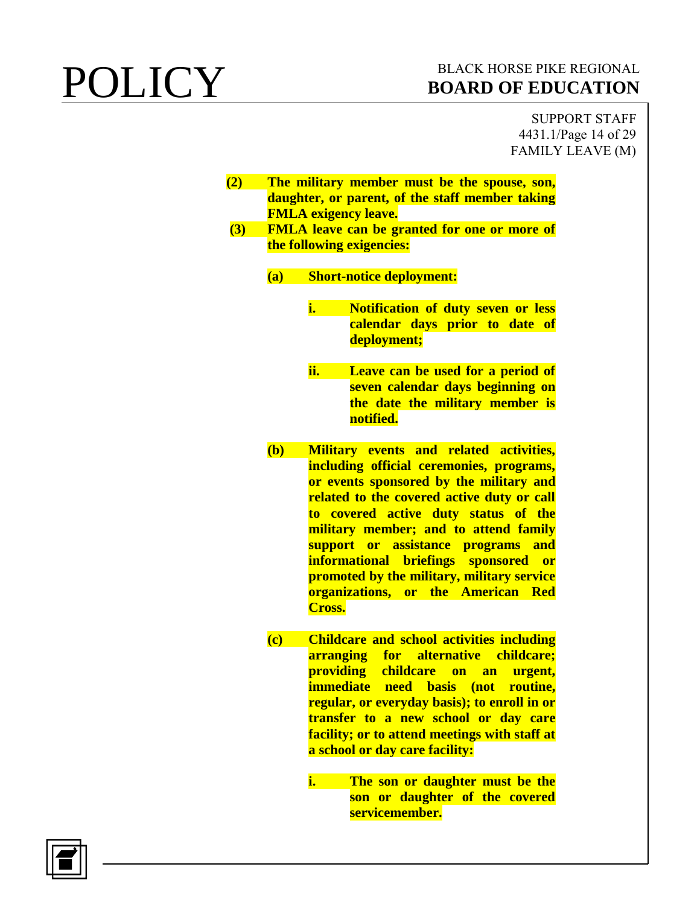**(2) The military member must be the spouse, son, daughter, or parent, of the staff member taking FMLA exigency leave.**

**(3) FMLA leave can be granted for one or more of the following exigencies:**

**(a) Short-notice deployment:**

**i. Notification of duty seven or less calendar days prior to date of deployment;**

**ii. Leave can be used for a period of seven calendar days beginning on the date the military member is notified.**

**(b) Military events and related activities, including official ceremonies, programs, or events sponsored by the military and related to the covered active duty or call to covered active duty status of the military member; and to attend family support or assistance programs and informational briefings sponsored or promoted by the military, military service organizations, or the American Red Cross.**

**(c) Childcare and school activities including arranging for alternative childcare; providing childcare on an urgent, immediate need basis (not routine, regular, or everyday basis); to enroll in or transfer to a new school or day care facility; or to attend meetings with staff at a school or day care facility:**

**i. The son or daughter must be the son or daughter of the covered servicemember.**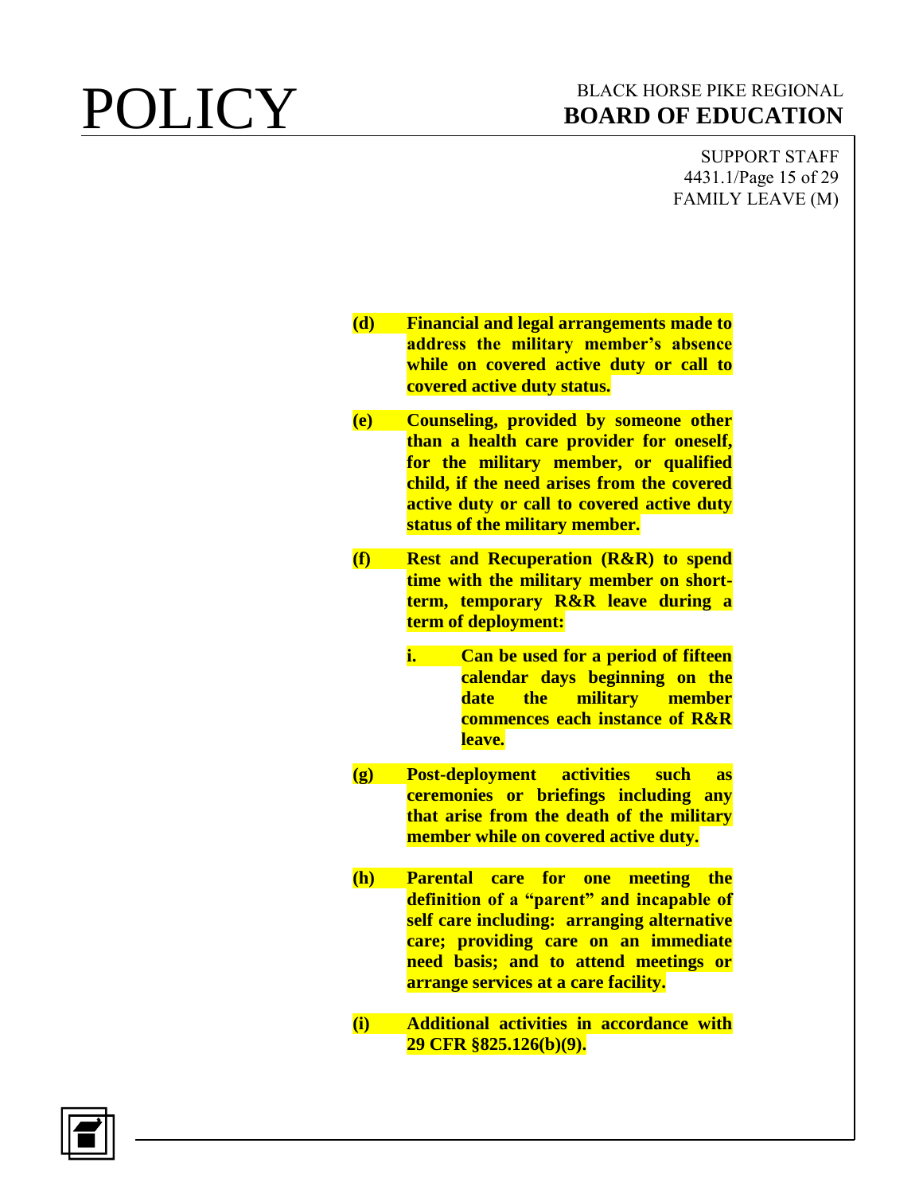**(d) Financial and legal arrangements made to address the military member's absence while on covered active duty or call to covered active duty status.**

**(e) Counseling, provided by someone other than a health care provider for oneself, for the military member, or qualified child, if the need arises from the covered active duty or call to covered active duty status of the military member.**

**(f) Rest and Recuperation (R&R) to spend time with the military member on short-term, temporary R&R leave during a term of deployment:**

**i. Can be used for a period of fifteen calendar days beginning on the date the military member commences each instance of R&R leave.**

**(g) Post-deployment activities such as ceremonies or briefings including any that arise from the death of the military member while on covered active duty.**

**(h) Parental care for one meeting the definition of a "parent" and incapable of self care including: arranging alternative care; providing care on an immediate need basis; and to attend meetings or arrange services at a care facility.**

**(i) Additional activities in accordance with 29 CFR §825.126(b)(9).**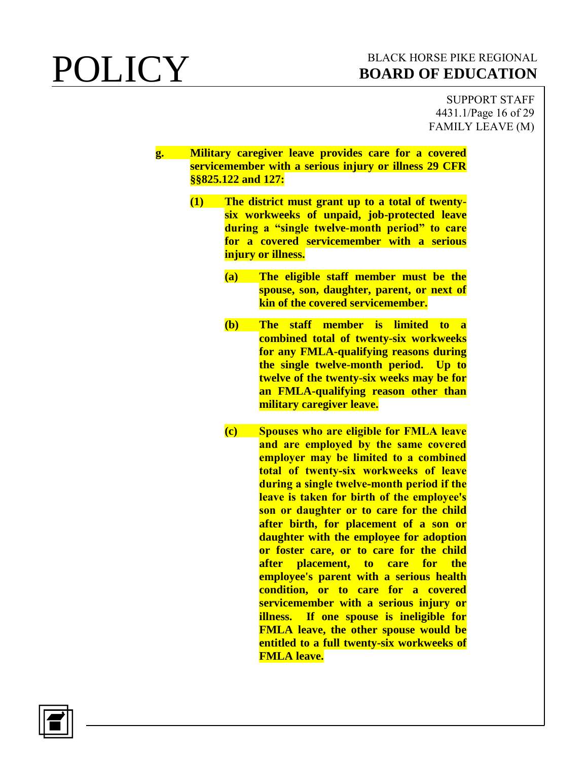**g. Military caregiver leave provides care for a covered servicemember with a serious injury or illness 29 CFR §§825.122 and 127:**

**(1) The district must grant up to a total of twenty-six workweeks of unpaid, job-protected leave during a "single twelve-month period" to care for a covered servicemember with a serious injury or illness.**

**(a) The eligible staff member must be the spouse, son, daughter, parent, or next of kin of the covered servicemember.**

**(b) The staff member is limited to a combined total of twenty-six workweeks for any FMLA-qualifying reasons during the single twelve-month period. Up to twelve of the twenty-six weeks may be for an FMLA-qualifying reason other than military caregiver leave.**

**(c) Spouses who are eligible for FMLA leave and are employed by the same covered employer may be limited to a combined total of twenty-six workweeks of leave during a single twelve-month period if the leave is taken for birth of the employee's son or daughter or to care for the child after birth, for placement of a son or daughter with the employee for adoption or foster care, or to care for the child after placement, to care for the employee's parent with a serious health condition, or to care for a covered servicemember with a serious injury or illness. If one spouse is ineligible for FMLA leave, the other spouse would be entitled to a full twenty-six workweeks of FMLA leave.**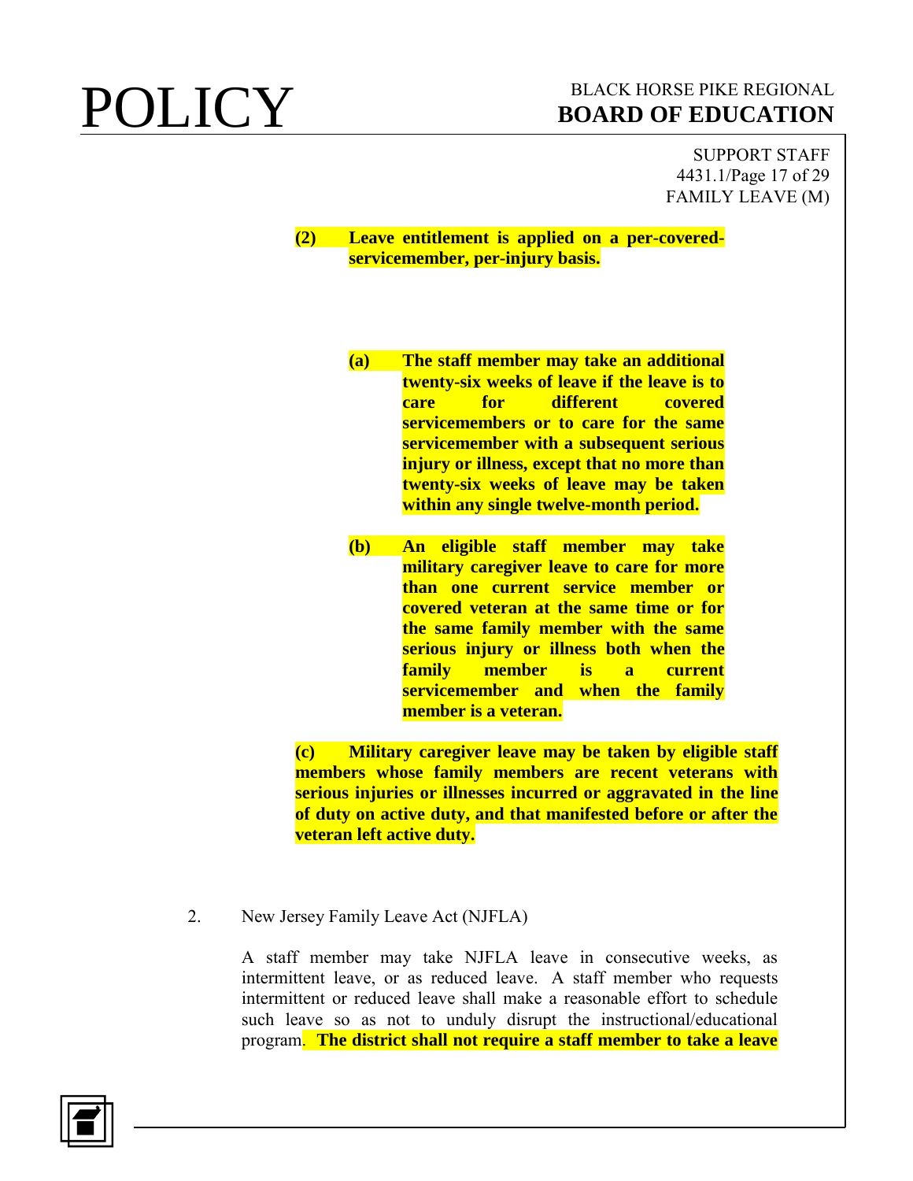**(2) Leave entitlement is applied on a per-covered-servicemember, per-injury basis.**

**(a) The staff member may take an additional twenty-six weeks of leave if the leave is to care for different covered servicemembers or to care for the same servicemember with a subsequent serious injury or illness, except that no more than twenty-six weeks of leave may be taken within any single twelve-month period.**

**(b) An eligible staff member may take military caregiver leave to care for more than one current service member or covered veteran at the same time or for the same family member with the same serious injury or illness both when the family member is a current servicemember and when the family member is a veteran.**

**(c) Military caregiver leave may be taken by eligible staff members whose family members are recent veterans with serious injuries or illnesses incurred or aggravated in the line of duty on active duty, and that manifested before or after the veteran left active duty.**

2. New Jersey Family Leave Act (NJFLA)

A staff member may take NJFLA leave in consecutive weeks, as intermittent leave, or as reduced leave. A staff member who requests intermittent or reduced leave shall make a reasonable effort to schedule such leave so as not to unduly disrupt the instructional/educational program. **The district shall not require a staff member to take a leave**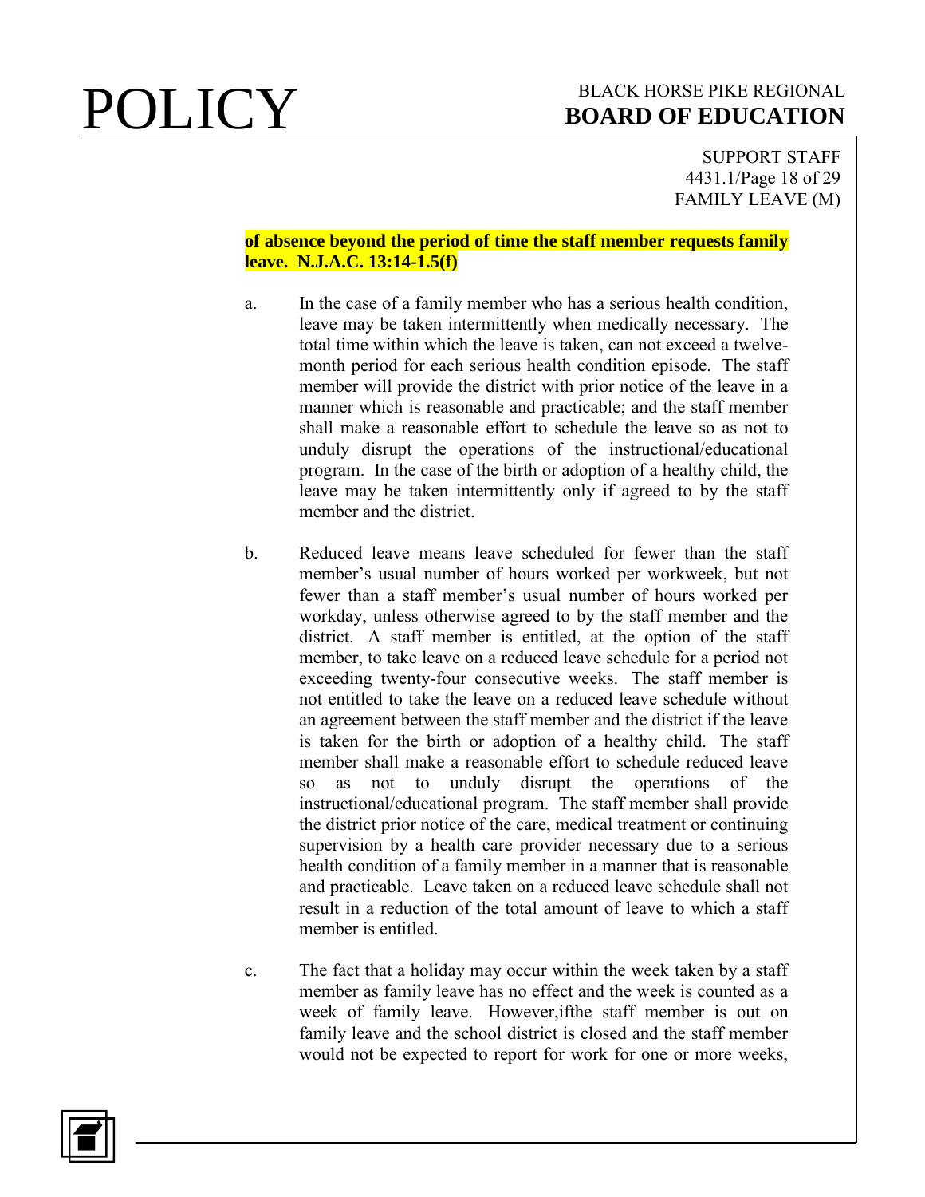**of absence beyond the period of time the staff member requests family leave. N.J.A.C. 13:14-1.5(f)**

a. In the case of a family member who has a serious health condition, leave may be taken intermittently when medically necessary. The total time within which the leave is taken, can not exceed a twelve-month period for each serious health condition episode. The staff member will provide the district with prior notice of the leave in a manner which is reasonable and practicable; and the staff member shall make a reasonable effort to schedule the leave so as not to unduly disrupt the operations of the instructional/educational program. In the case of the birth or adoption of a healthy child, the leave may be taken intermittently only if agreed to by the staff member and the district.

b. Reduced leave means leave scheduled for fewer than the staff member's usual number of hours worked per workweek, but not fewer than a staff member's usual number of hours worked per workday, unless otherwise agreed to by the staff member and the district. A staff member is entitled, at the option of the staff member, to take leave on a reduced leave schedule for a period not exceeding twenty-four consecutive weeks. The staff member is not entitled to take the leave on a reduced leave schedule without an agreement between the staff member and the district if the leave is taken for the birth or adoption of a healthy child. The staff member shall make a reasonable effort to schedule reduced leave so as not to unduly disrupt the operations of the instructional/educational program. The staff member shall provide the district prior notice of the care, medical treatment or continuing supervision by a health care provider necessary due to a serious health condition of a family member in a manner that is reasonable and practicable. Leave taken on a reduced leave schedule shall not result in a reduction of the total amount of leave to which a staff member is entitled.

c. The fact that a holiday may occur within the week taken by a staff member as family leave has no effect and the week is counted as a week of family leave. However,ifthe staff member is out on family leave and the school district is closed and the staff member would not be expected to report for work for one or more weeks,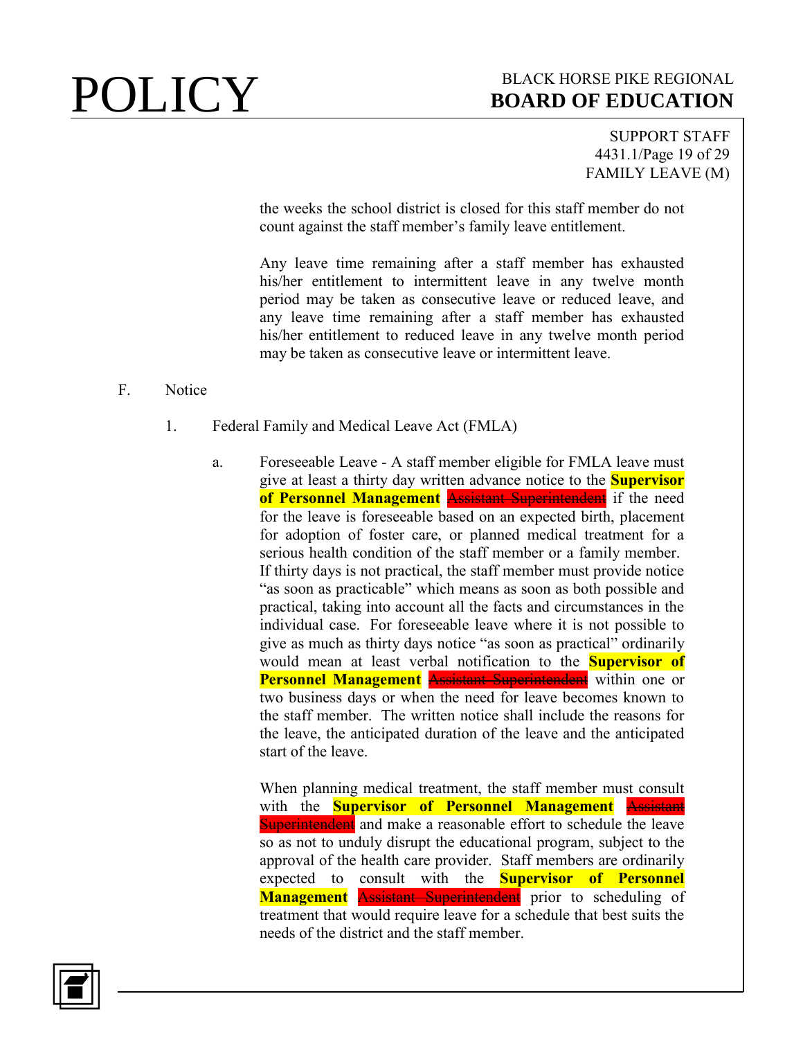the weeks the school district is closed for this staff member do not count against the staff member's family leave entitlement.

Any leave time remaining after a staff member has exhausted his/her entitlement to intermittent leave in any twelve month period may be taken as consecutive leave or reduced leave, and any leave time remaining after a staff member has exhausted his/her entitlement to reduced leave in any twelve month period may be taken as consecutive leave or intermittent leave.

F. Notice

1. Federal Family and Medical Leave Act (FMLA)

a. Foreseeable Leave - A staff member eligible for FMLA leave must give at least a thirty day written advance notice to the **Supervisor of Personnel Management** ~~Assistant Superintendent~~ if the need for the leave is foreseeable based on an expected birth, placement for adoption of foster care, or planned medical treatment for a serious health condition of the staff member or a family member. If thirty days is not practical, the staff member must provide notice "as soon as practicable" which means as soon as both possible and practical, taking into account all the facts and circumstances in the individual case. For foreseeable leave where it is not possible to give as much as thirty days notice "as soon as practical" ordinarily would mean at least verbal notification to the **Supervisor of Personnel Management** ~~Assistant Superintendent~~ within one or two business days or when the need for leave becomes known to the staff member. The written notice shall include the reasons for the leave, the anticipated duration of the leave and the anticipated start of the leave.

When planning medical treatment, the staff member must consult with the **Supervisor of Personnel Management** ~~Assistant Superintendent~~ and make a reasonable effort to schedule the leave so as not to unduly disrupt the educational program, subject to the approval of the health care provider. Staff members are ordinarily expected to consult with the **Supervisor of Personnel Management** ~~Assistant Superintendent~~ prior to scheduling of treatment that would require leave for a schedule that best suits the needs of the district and the staff member.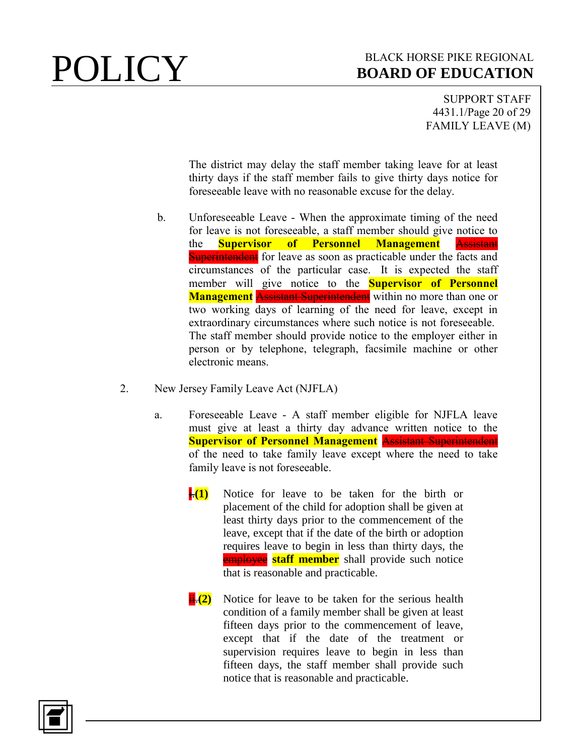The district may delay the staff member taking leave for at least thirty days if the staff member fails to give thirty days notice for foreseeable leave with no reasonable excuse for the delay.

b. Unforeseeable Leave - When the approximate timing of the need for leave is not foreseeable, a staff member should give notice to the **Supervisor of Personnel Management** ~~Assistant Superintendent~~ for leave as soon as practicable under the facts and circumstances of the particular case. It is expected the staff member will give notice to the **Supervisor of Personnel Management** ~~Assistant Superintendent~~ within no more than one or two working days of learning of the need for leave, except in extraordinary circumstances where such notice is not foreseeable. The staff member should provide notice to the employer either in person or by telephone, telegraph, facsimile machine or other electronic means.

2. New Jersey Family Leave Act (NJFLA)

a. Foreseeable Leave - A staff member eligible for NJFLA leave must give at least a thirty day advance written notice to the **Supervisor of Personnel Management** ~~Assistant Superintendent~~ of the need to take family leave except where the need to take family leave is not foreseeable.

~~i.~~ **(1)** Notice for leave to be taken for the birth or placement of the child for adoption shall be given at least thirty days prior to the commencement of the leave, except that if the date of the birth or adoption requires leave to begin in less than thirty days, the ~~employee~~ **staff member** shall provide such notice that is reasonable and practicable.

~~ii.~~ **(2)** Notice for leave to be taken for the serious health condition of a family member shall be given at least fifteen days prior to the commencement of leave, except that if the date of the treatment or supervision requires leave to begin in less than fifteen days, the staff member shall provide such notice that is reasonable and practicable.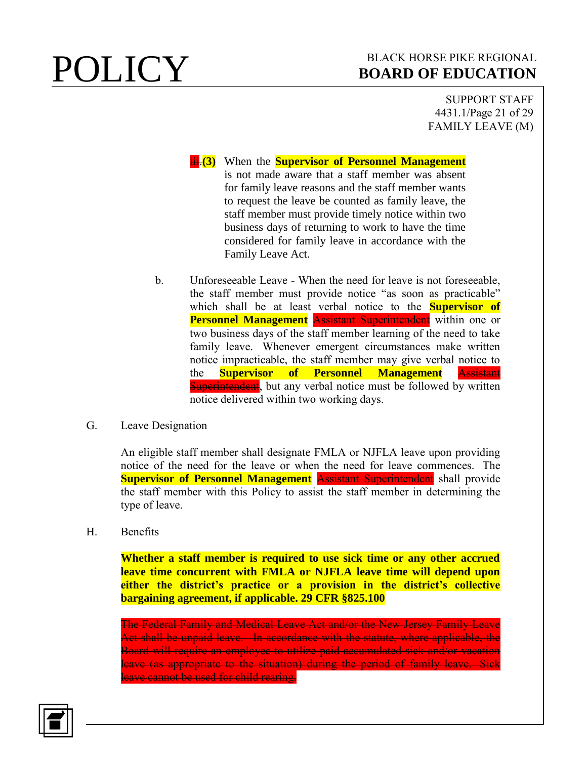~~iii.~~**(3)** When the **Supervisor of Personnel Management** is not made aware that a staff member was absent for family leave reasons and the staff member wants to request the leave be counted as family leave, the staff member must provide timely notice within two business days of returning to work to have the time considered for family leave in accordance with the Family Leave Act.

b. Unforeseeable Leave - When the need for leave is not foreseeable, the staff member must provide notice "as soon as practicable" which shall be at least verbal notice to the **Supervisor of Personnel Management** ~~Assistant Superintendent~~ within one or two business days of the staff member learning of the need to take family leave. Whenever emergent circumstances make written notice impracticable, the staff member may give verbal notice to the **Supervisor of Personnel Management** ~~Assistant Superintendent~~, but any verbal notice must be followed by written notice delivered within two working days.

G. Leave Designation

An eligible staff member shall designate FMLA or NJFLA leave upon providing notice of the need for the leave or when the need for leave commences. The **Supervisor of Personnel Management** ~~Assistant Superintendent~~ shall provide the staff member with this Policy to assist the staff member in determining the type of leave.

H. Benefits

**Whether a staff member is required to use sick time or any other accrued leave time concurrent with FMLA or NJFLA leave time will depend upon either the district's practice or a provision in the district's collective bargaining agreement, if applicable. 29 CFR §825.100**

~~The Federal Family and Medical Leave Act and/or the New Jersey Family Leave Act shall be unpaid leave. In accordance with the statute, where applicable, the Board will require an employee to utilize paid accumulated sick and/or vacation leave (as appropriate to the situation) during the period of family leave. Sick leave cannot be used for child rearing.~~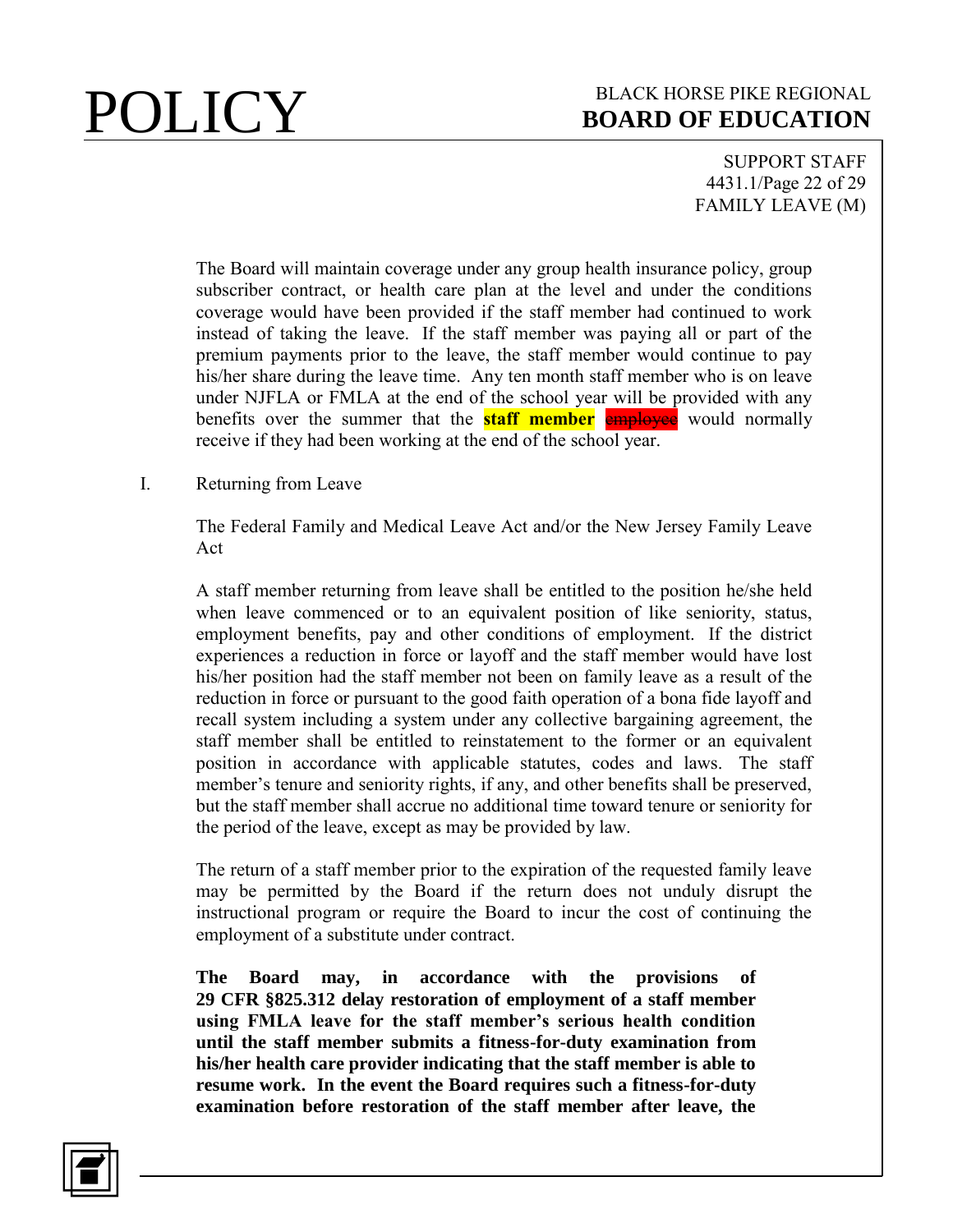The Board will maintain coverage under any group health insurance policy, group subscriber contract, or health care plan at the level and under the conditions coverage would have been provided if the staff member had continued to work instead of taking the leave. If the staff member was paying all or part of the premium payments prior to the leave, the staff member would continue to pay his/her share during the leave time. Any ten month staff member who is on leave under NJFLA or FMLA at the end of the school year will be provided with any benefits over the summer that the **staff member** ~~employee~~ would normally receive if they had been working at the end of the school year.

I. Returning from Leave

The Federal Family and Medical Leave Act and/or the New Jersey Family Leave Act

A staff member returning from leave shall be entitled to the position he/she held when leave commenced or to an equivalent position of like seniority, status, employment benefits, pay and other conditions of employment. If the district experiences a reduction in force or layoff and the staff member would have lost his/her position had the staff member not been on family leave as a result of the reduction in force or pursuant to the good faith operation of a bona fide layoff and recall system including a system under any collective bargaining agreement, the staff member shall be entitled to reinstatement to the former or an equivalent position in accordance with applicable statutes, codes and laws. The staff member's tenure and seniority rights, if any, and other benefits shall be preserved, but the staff member shall accrue no additional time toward tenure or seniority for the period of the leave, except as may be provided by law.

The return of a staff member prior to the expiration of the requested family leave may be permitted by the Board if the return does not unduly disrupt the instructional program or require the Board to incur the cost of continuing the employment of a substitute under contract.

**The Board may, in accordance with the provisions of 29 CFR §825.312 delay restoration of employment of a staff member using FMLA leave for the staff member's serious health condition until the staff member submits a fitness-for-duty examination from his/her health care provider indicating that the staff member is able to resume work. In the event the Board requires such a fitness-for-duty examination before restoration of the staff member after leave, the**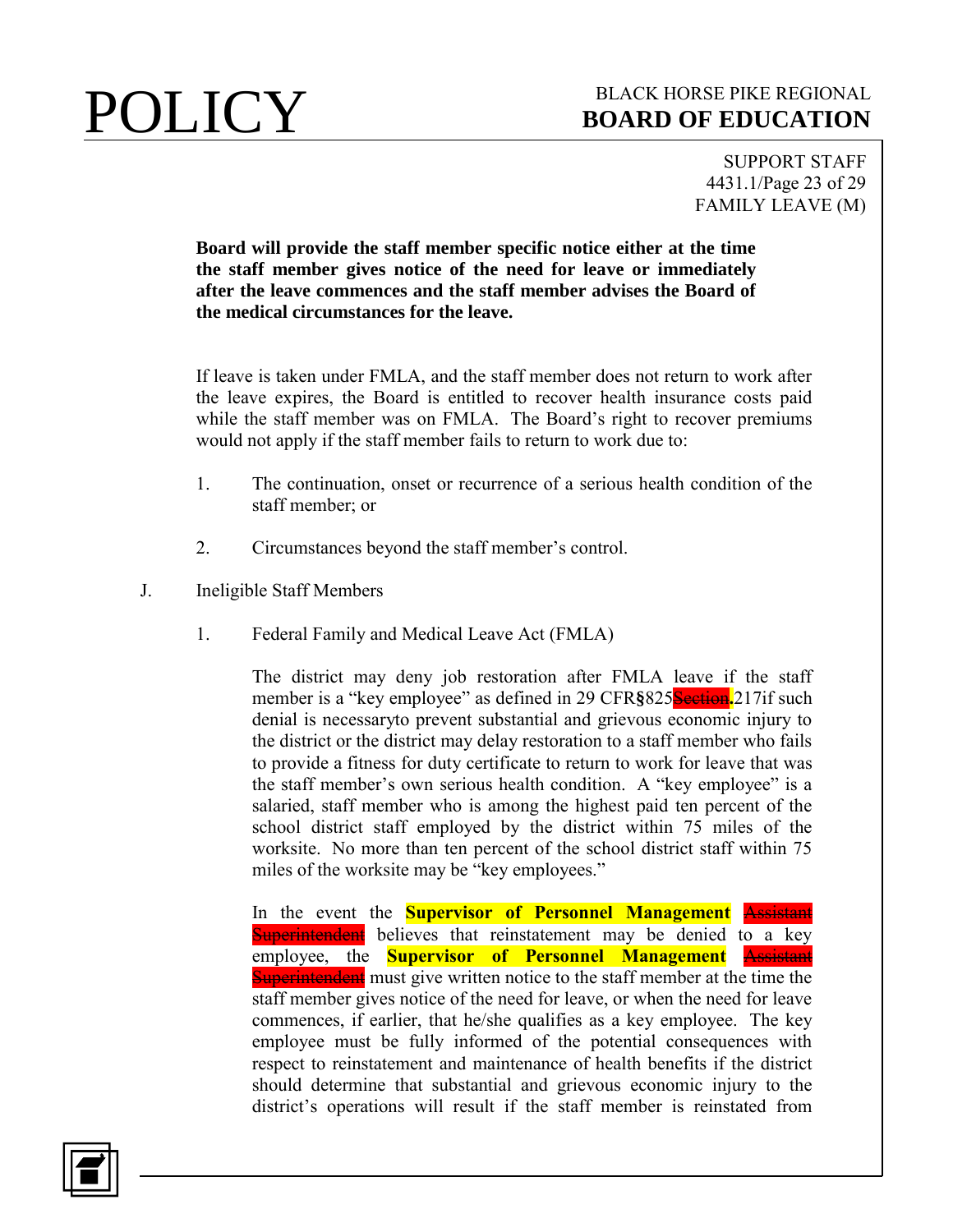**Board will provide the staff member specific notice either at the time the staff member gives notice of the need for leave or immediately after the leave commences and the staff member advises the Board of the medical circumstances for the leave.**

If leave is taken under FMLA, and the staff member does not return to work after the leave expires, the Board is entitled to recover health insurance costs paid while the staff member was on FMLA. The Board's right to recover premiums would not apply if the staff member fails to return to work due to:

1. The continuation, onset or recurrence of a serious health condition of the staff member; or

2. Circumstances beyond the staff member's control.

J. Ineligible Staff Members

1. Federal Family and Medical Leave Act (FMLA)

   The district may deny job restoration after FMLA leave if the staff member is a "key employee" as defined in 29 CFR§825~~Section~~**.**217if such denial is necessaryto prevent substantial and grievous economic injury to the district or the district may delay restoration to a staff member who fails to provide a fitness for duty certificate to return to work for leave that was the staff member's own serious health condition. A "key employee" is a salaried, staff member who is among the highest paid ten percent of the school district staff employed by the district within 75 miles of the worksite. No more than ten percent of the school district staff within 75 miles of the worksite may be "key employees."

   In the event the **Supervisor of Personnel Management** ~~Assistant Superintendent~~ believes that reinstatement may be denied to a key employee, the **Supervisor of Personnel Management** ~~Assistant Superintendent~~ must give written notice to the staff member at the time the staff member gives notice of the need for leave, or when the need for leave commences, if earlier, that he/she qualifies as a key employee. The key employee must be fully informed of the potential consequences with respect to reinstatement and maintenance of health benefits if the district should determine that substantial and grievous economic injury to the district's operations will result if the staff member is reinstated from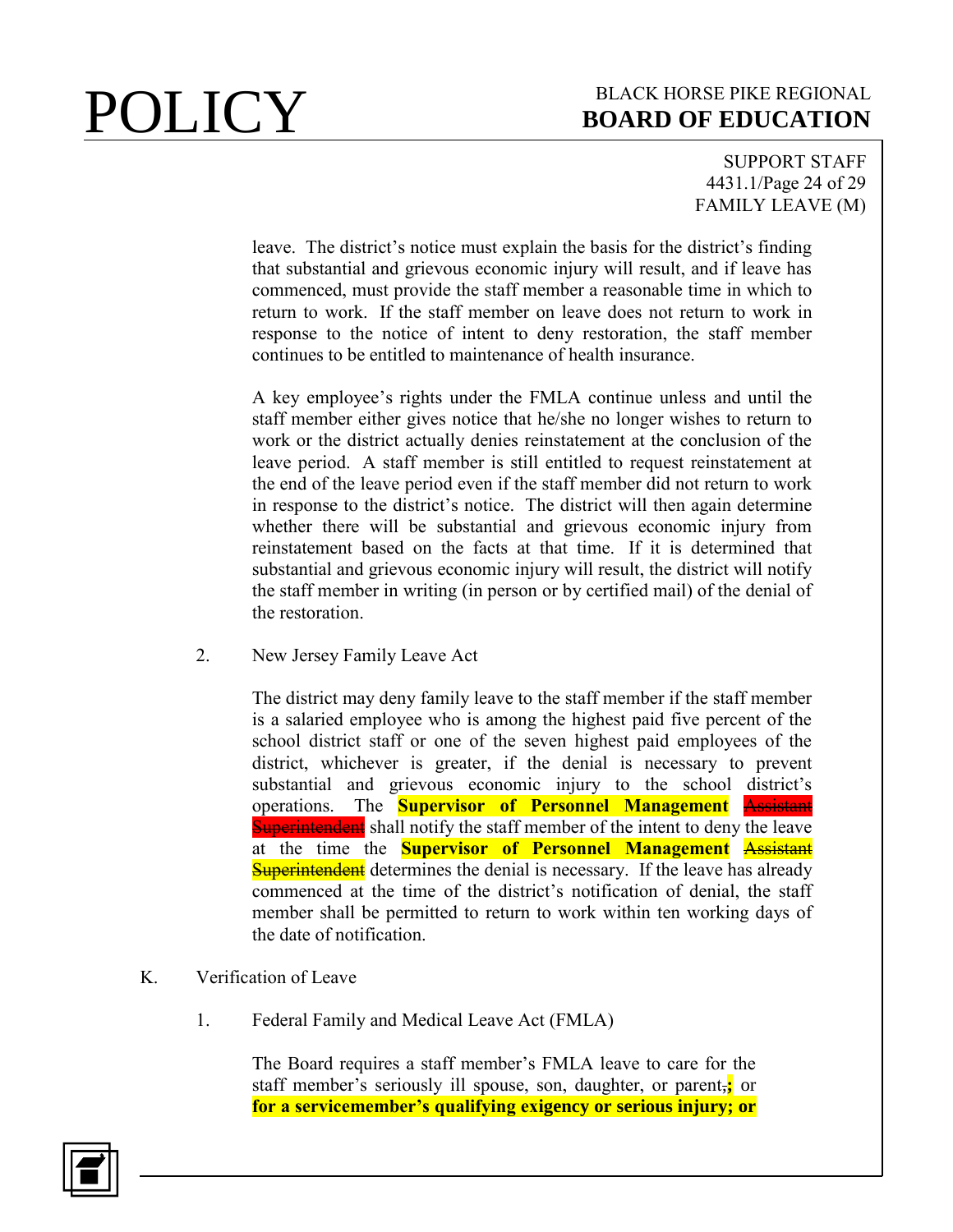leave. The district's notice must explain the basis for the district's finding that substantial and grievous economic injury will result, and if leave has commenced, must provide the staff member a reasonable time in which to return to work. If the staff member on leave does not return to work in response to the notice of intent to deny restoration, the staff member continues to be entitled to maintenance of health insurance.

A key employee's rights under the FMLA continue unless and until the staff member either gives notice that he/she no longer wishes to return to work or the district actually denies reinstatement at the conclusion of the leave period. A staff member is still entitled to request reinstatement at the end of the leave period even if the staff member did not return to work in response to the district's notice. The district will then again determine whether there will be substantial and grievous economic injury from reinstatement based on the facts at that time. If it is determined that substantial and grievous economic injury will result, the district will notify the staff member in writing (in person or by certified mail) of the denial of the restoration.

2. New Jersey Family Leave Act

The district may deny family leave to the staff member if the staff member is a salaried employee who is among the highest paid five percent of the school district staff or one of the seven highest paid employees of the district, whichever is greater, if the denial is necessary to prevent substantial and grievous economic injury to the school district's operations. The **Supervisor of Personnel Management** ~~Assistant Superintendent~~ shall notify the staff member of the intent to deny the leave at the time the **Supervisor of Personnel Management** ~~Assistant Superintendent~~ determines the denial is necessary. If the leave has already commenced at the time of the district's notification of denial, the staff member shall be permitted to return to work within ten working days of the date of notification.

K. Verification of Leave

1. Federal Family and Medical Leave Act (FMLA)

The Board requires a staff member's FMLA leave to care for the staff member's seriously ill spouse, son, daughter, or parent~~,~~**;** or **for a servicemember's qualifying exigency or serious injury; or**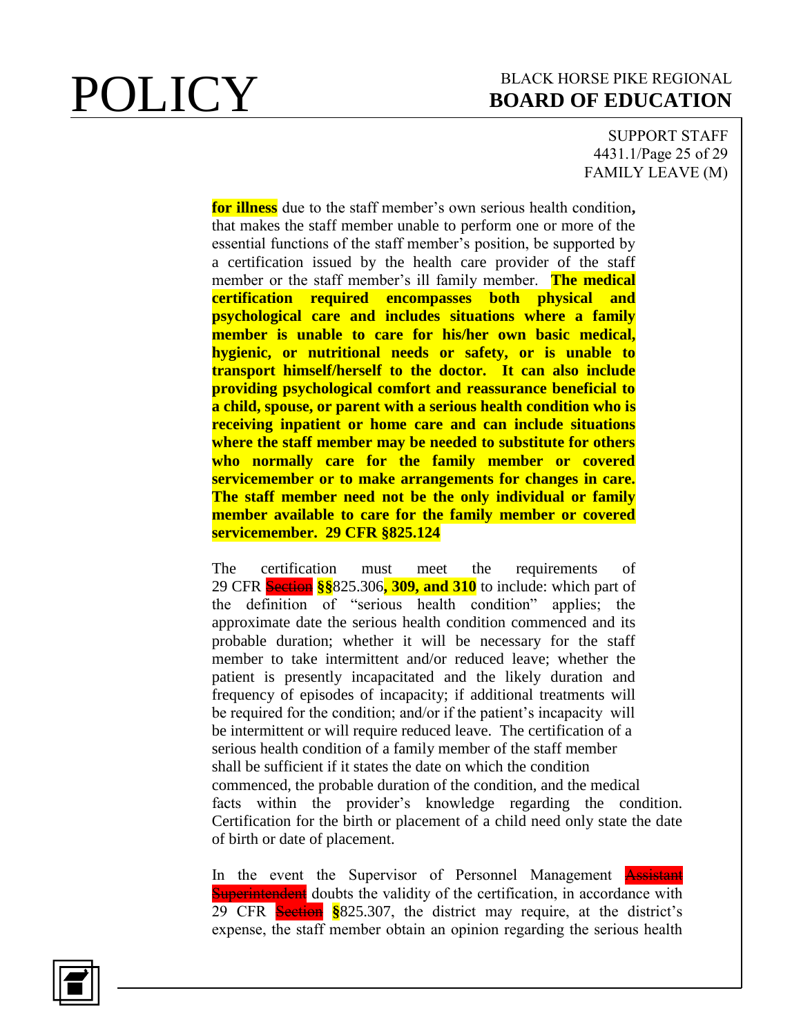**for illness** due to the staff member's own serious health condition**,** that makes the staff member unable to perform one or more of the essential functions of the staff member's position, be supported by a certification issued by the health care provider of the staff member or the staff member's ill family member. **The medical certification required encompasses both physical and psychological care and includes situations where a family member is unable to care for his/her own basic medical, hygienic, or nutritional needs or safety, or is unable to transport himself/herself to the doctor. It can also include providing psychological comfort and reassurance beneficial to a child, spouse, or parent with a serious health condition who is receiving inpatient or home care and can include situations where the staff member may be needed to substitute for others who normally care for the family member or covered servicemember or to make arrangements for changes in care. The staff member need not be the only individual or family member available to care for the family member or covered servicemember. 29 CFR §825.124**

The certification must meet the requirements of 29 CFR ~~Section~~ **§§**825.306**, 309, and 310** to include: which part of the definition of "serious health condition" applies; the approximate date the serious health condition commenced and its probable duration; whether it will be necessary for the staff member to take intermittent and/or reduced leave; whether the patient is presently incapacitated and the likely duration and frequency of episodes of incapacity; if additional treatments will be required for the condition; and/or if the patient's incapacity will be intermittent or will require reduced leave. The certification of a serious health condition of a family member of the staff member shall be sufficient if it states the date on which the condition commenced, the probable duration of the condition, and the medical facts within the provider's knowledge regarding the condition. Certification for the birth or placement of a child need only state the date of birth or date of placement.

In the event the Supervisor of Personnel Management ~~Assistant Superintendent~~ doubts the validity of the certification, in accordance with 29 CFR ~~Section~~ **§**825.307, the district may require, at the district's expense, the staff member obtain an opinion regarding the serious health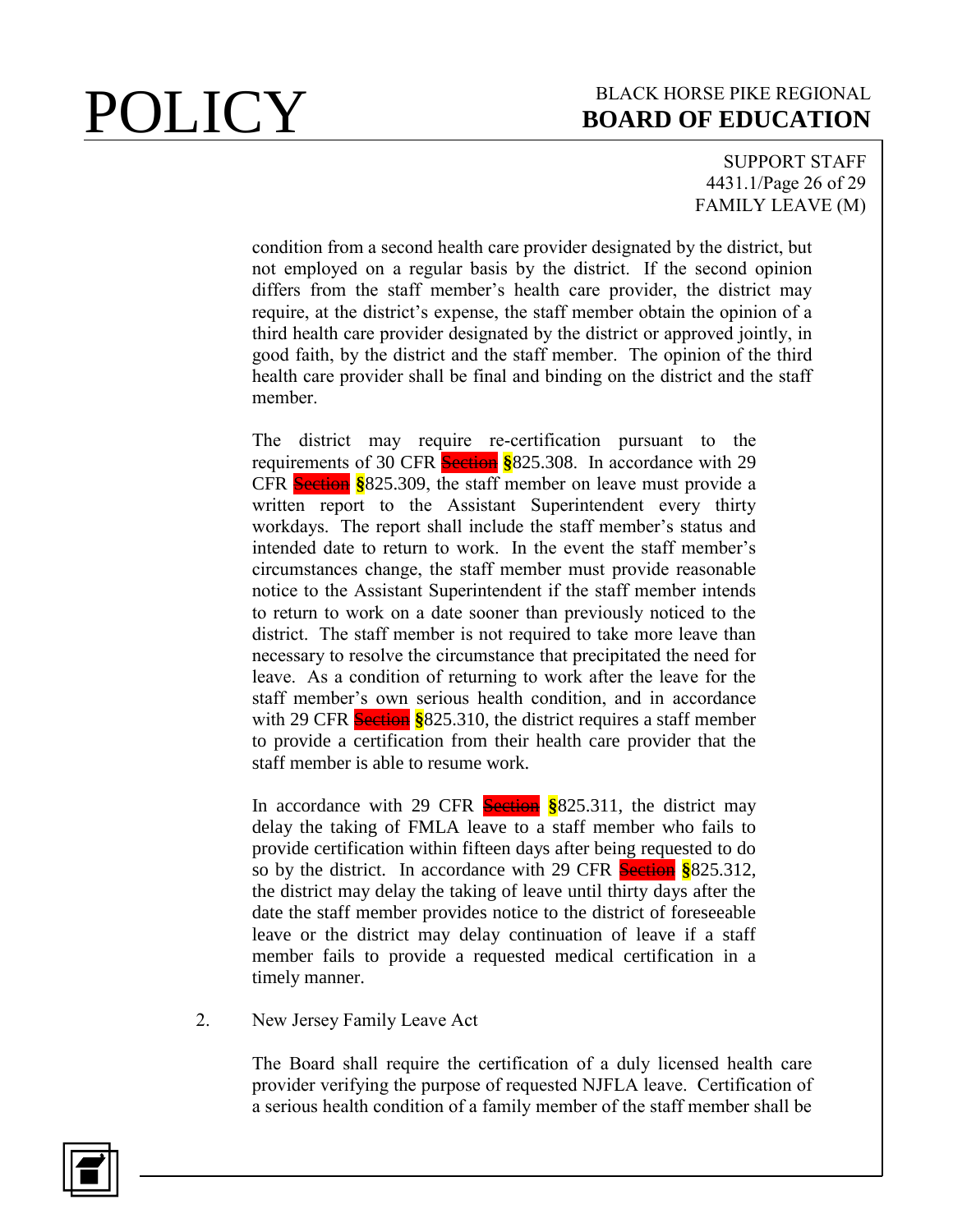condition from a second health care provider designated by the district, but not employed on a regular basis by the district. If the second opinion differs from the staff member's health care provider, the district may require, at the district's expense, the staff member obtain the opinion of a third health care provider designated by the district or approved jointly, in good faith, by the district and the staff member. The opinion of the third health care provider shall be final and binding on the district and the staff member.

The district may require re-certification pursuant to the requirements of 30 CFR ~~Section~~ §825.308. In accordance with 29 CFR ~~Section~~ §825.309, the staff member on leave must provide a written report to the Assistant Superintendent every thirty workdays. The report shall include the staff member's status and intended date to return to work. In the event the staff member's circumstances change, the staff member must provide reasonable notice to the Assistant Superintendent if the staff member intends to return to work on a date sooner than previously noticed to the district. The staff member is not required to take more leave than necessary to resolve the circumstance that precipitated the need for leave. As a condition of returning to work after the leave for the staff member's own serious health condition, and in accordance with 29 CFR ~~Section~~ §825.310, the district requires a staff member to provide a certification from their health care provider that the staff member is able to resume work.

In accordance with 29 CFR ~~Section~~ §825.311, the district may delay the taking of FMLA leave to a staff member who fails to provide certification within fifteen days after being requested to do so by the district. In accordance with 29 CFR ~~Section~~ §825.312, the district may delay the taking of leave until thirty days after the date the staff member provides notice to the district of foreseeable leave or the district may delay continuation of leave if a staff member fails to provide a requested medical certification in a timely manner.

2. New Jersey Family Leave Act

The Board shall require the certification of a duly licensed health care provider verifying the purpose of requested NJFLA leave. Certification of a serious health condition of a family member of the staff member shall be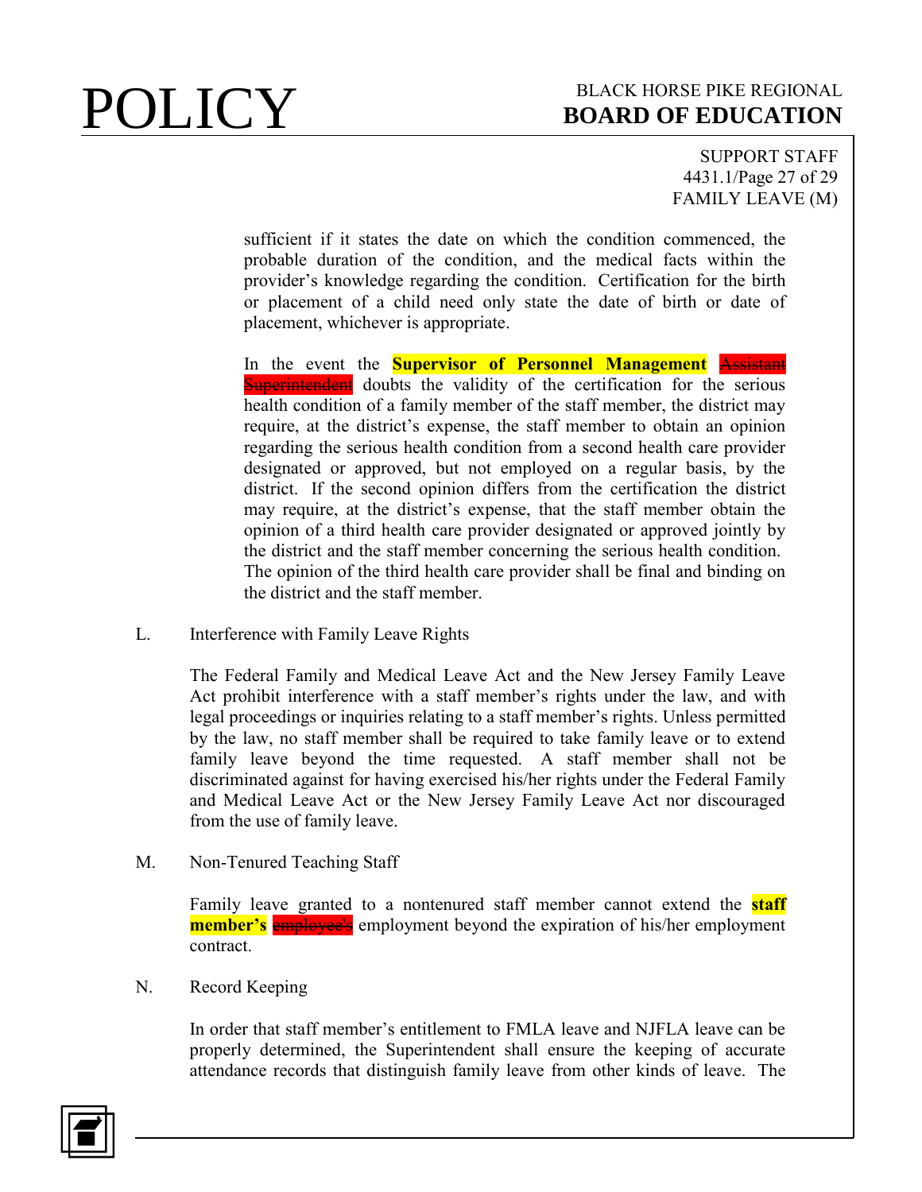sufficient if it states the date on which the condition commenced, the probable duration of the condition, and the medical facts within the provider's knowledge regarding the condition. Certification for the birth or placement of a child need only state the date of birth or date of placement, whichever is appropriate.

In the event the **Supervisor of Personnel Management** ~~Assistant Superintendent~~ doubts the validity of the certification for the serious health condition of a family member of the staff member, the district may require, at the district's expense, the staff member to obtain an opinion regarding the serious health condition from a second health care provider designated or approved, but not employed on a regular basis, by the district. If the second opinion differs from the certification the district may require, at the district's expense, that the staff member obtain the opinion of a third health care provider designated or approved jointly by the district and the staff member concerning the serious health condition. The opinion of the third health care provider shall be final and binding on the district and the staff member.

L. Interference with Family Leave Rights

The Federal Family and Medical Leave Act and the New Jersey Family Leave Act prohibit interference with a staff member's rights under the law, and with legal proceedings or inquiries relating to a staff member's rights. Unless permitted by the law, no staff member shall be required to take family leave or to extend family leave beyond the time requested. A staff member shall not be discriminated against for having exercised his/her rights under the Federal Family and Medical Leave Act or the New Jersey Family Leave Act nor discouraged from the use of family leave.

M. Non-Tenured Teaching Staff

Family leave granted to a nontenured staff member cannot extend the **staff member's** ~~employee's~~ employment beyond the expiration of his/her employment contract.

N. Record Keeping

In order that staff member's entitlement to FMLA leave and NJFLA leave can be properly determined, the Superintendent shall ensure the keeping of accurate attendance records that distinguish family leave from other kinds of leave. The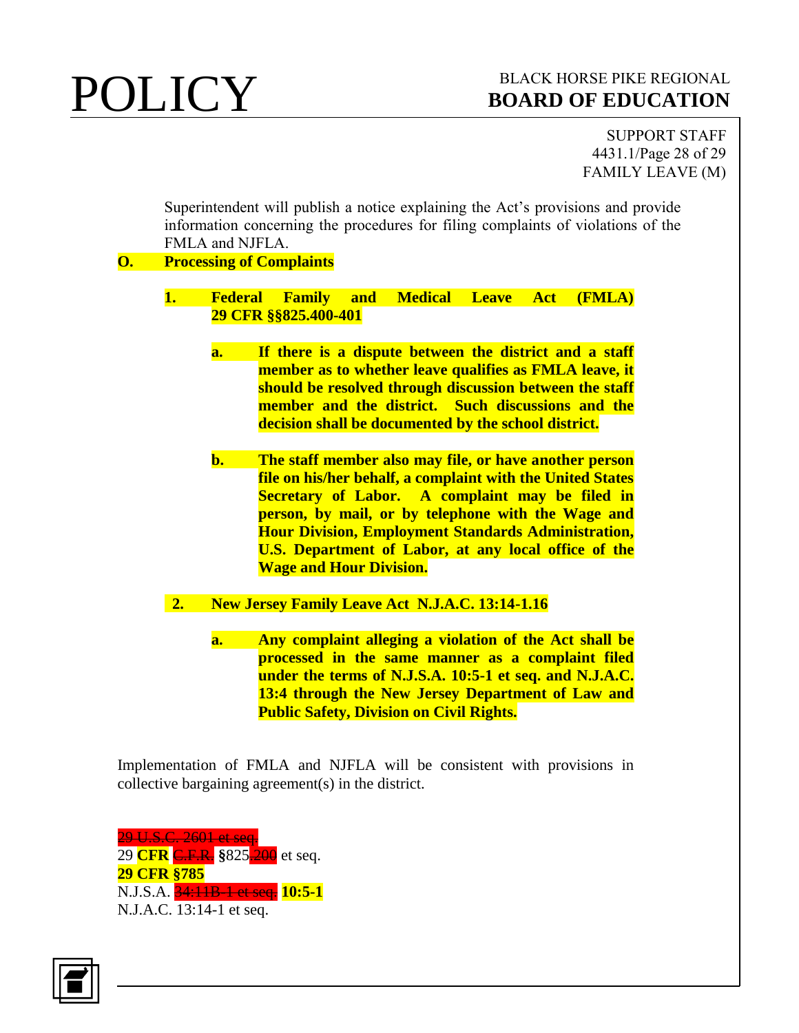Superintendent will publish a notice explaining the Act's provisions and provide information concerning the procedures for filing complaints of violations of the FMLA and NJFLA.

**O. Processing of Complaints**

**1. Federal Family and Medical Leave Act (FMLA) 29 CFR §§825.400-401**

**a. If there is a dispute between the district and a staff member as to whether leave qualifies as FMLA leave, it should be resolved through discussion between the staff member and the district. Such discussions and the decision shall be documented by the school district.**

**b. The staff member also may file, or have another person file on his/her behalf, a complaint with the United States Secretary of Labor. A complaint may be filed in person, by mail, or by telephone with the Wage and Hour Division, Employment Standards Administration, U.S. Department of Labor, at any local office of the Wage and Hour Division.**

**2. New Jersey Family Leave Act N.J.A.C. 13:14-1.16**

**a. Any complaint alleging a violation of the Act shall be processed in the same manner as a complaint filed under the terms of N.J.S.A. 10:5-1 et seq. and N.J.A.C. 13:4 through the New Jersey Department of Law and Public Safety, Division on Civil Rights.**

Implementation of FMLA and NJFLA will be consistent with provisions in collective bargaining agreement(s) in the district.

~~29 U.S.C. 2601 et seq.~~
29 **CFR** ~~C.F.R.~~ §825~~.200~~ et seq.
**29 CFR §785**
N.J.S.A. ~~34:11B-1 et seq.~~ **10:5-1**
N.J.A.C. 13:14-1 et seq.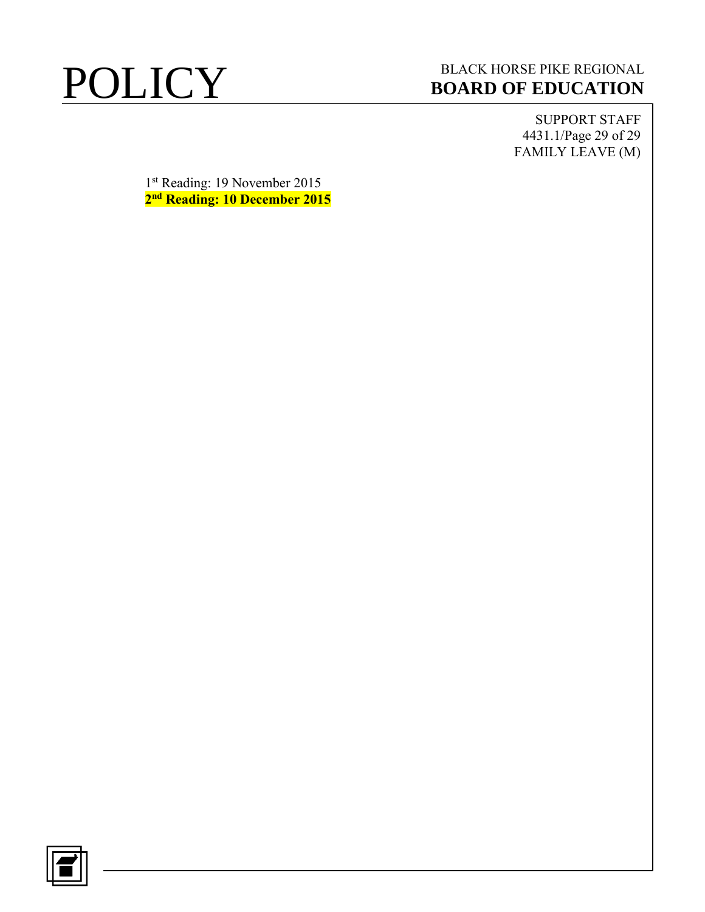1st Reading: 19 November 2015
**2nd Reading: 10 December 2015**